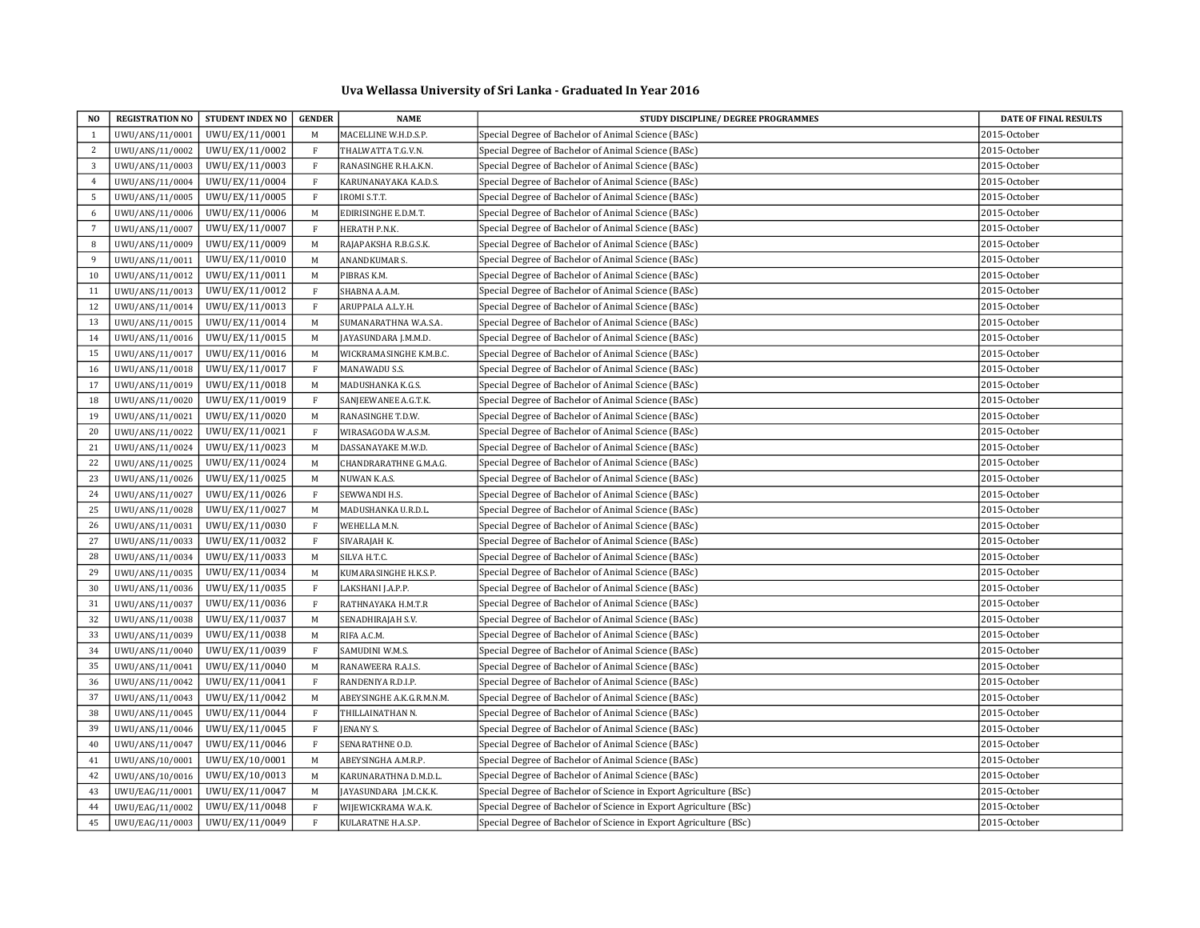# Uva Wellassa University of Sri Lanka - Graduated In Year 2016

| NO | REGISTRATION NO | STUDENT INDEX NO | GENDER | NAME | STUDY DISCIPLINE/ DEGREE PROGRAMMES | DATE OF FINAL RESULTS |
|---|---|---|---|---|---|---|
| 1 | UWU/ANS/11/0001 | UWU/EX/11/0001 | M | MACELLINE W.H.D.S.P. | Special Degree of Bachelor of Animal Science (BASc) | 2015-October |
| 2 | UWU/ANS/11/0002 | UWU/EX/11/0002 | F | THALWATTA T.G.V.N. | Special Degree of Bachelor of Animal Science (BASc) | 2015-October |
| 3 | UWU/ANS/11/0003 | UWU/EX/11/0003 | F | RANASINGHE R.H.A.K.N. | Special Degree of Bachelor of Animal Science (BASc) | 2015-October |
| 4 | UWU/ANS/11/0004 | UWU/EX/11/0004 | F | KARUNANAYAKA K.A.D.S. | Special Degree of Bachelor of Animal Science (BASc) | 2015-October |
| 5 | UWU/ANS/11/0005 | UWU/EX/11/0005 | F | IROMI S.T.T. | Special Degree of Bachelor of Animal Science (BASc) | 2015-October |
| 6 | UWU/ANS/11/0006 | UWU/EX/11/0006 | M | EDIRISINGHE E.D.M.T. | Special Degree of Bachelor of Animal Science (BASc) | 2015-October |
| 7 | UWU/ANS/11/0007 | UWU/EX/11/0007 | F | HERATH P.N.K. | Special Degree of Bachelor of Animal Science (BASc) | 2015-October |
| 8 | UWU/ANS/11/0009 | UWU/EX/11/0009 | M | RAJAPAKSHA R.B.G.S.K. | Special Degree of Bachelor of Animal Science (BASc) | 2015-October |
| 9 | UWU/ANS/11/0011 | UWU/EX/11/0010 | M | ANANDKUMAR S. | Special Degree of Bachelor of Animal Science (BASc) | 2015-October |
| 10 | UWU/ANS/11/0012 | UWU/EX/11/0011 | M | PIBRAS K.M. | Special Degree of Bachelor of Animal Science (BASc) | 2015-October |
| 11 | UWU/ANS/11/0013 | UWU/EX/11/0012 | F | SHABNA A.A.M. | Special Degree of Bachelor of Animal Science (BASc) | 2015-October |
| 12 | UWU/ANS/11/0014 | UWU/EX/11/0013 | F | ARUPPALA A.L.Y.H. | Special Degree of Bachelor of Animal Science (BASc) | 2015-October |
| 13 | UWU/ANS/11/0015 | UWU/EX/11/0014 | M | SUMANARATHNA W.A.S.A. | Special Degree of Bachelor of Animal Science (BASc) | 2015-October |
| 14 | UWU/ANS/11/0016 | UWU/EX/11/0015 | M | JAYASUNDARA J.M.M.D. | Special Degree of Bachelor of Animal Science (BASc) | 2015-October |
| 15 | UWU/ANS/11/0017 | UWU/EX/11/0016 | M | WICKRAMASINGHE K.M.B.C. | Special Degree of Bachelor of Animal Science (BASc) | 2015-October |
| 16 | UWU/ANS/11/0018 | UWU/EX/11/0017 | F | MANAWADU S.S. | Special Degree of Bachelor of Animal Science (BASc) | 2015-October |
| 17 | UWU/ANS/11/0019 | UWU/EX/11/0018 | M | MADUSHANKA K.G.S. | Special Degree of Bachelor of Animal Science (BASc) | 2015-October |
| 18 | UWU/ANS/11/0020 | UWU/EX/11/0019 | F | SANJEEWANEE A.G.T.K. | Special Degree of Bachelor of Animal Science (BASc) | 2015-October |
| 19 | UWU/ANS/11/0021 | UWU/EX/11/0020 | M | RANASINGHE T.D.W. | Special Degree of Bachelor of Animal Science (BASc) | 2015-October |
| 20 | UWU/ANS/11/0022 | UWU/EX/11/0021 | F | WIRASAGODA W.A.S.M. | Special Degree of Bachelor of Animal Science (BASc) | 2015-October |
| 21 | UWU/ANS/11/0024 | UWU/EX/11/0023 | M | DASSANAYAKE M.W.D. | Special Degree of Bachelor of Animal Science (BASc) | 2015-October |
| 22 | UWU/ANS/11/0025 | UWU/EX/11/0024 | M | CHANDRARATHNE G.M.A.G. | Special Degree of Bachelor of Animal Science (BASc) | 2015-October |
| 23 | UWU/ANS/11/0026 | UWU/EX/11/0025 | M | NUWAN K.A.S. | Special Degree of Bachelor of Animal Science (BASc) | 2015-October |
| 24 | UWU/ANS/11/0027 | UWU/EX/11/0026 | F | SEWWANDI H.S. | Special Degree of Bachelor of Animal Science (BASc) | 2015-October |
| 25 | UWU/ANS/11/0028 | UWU/EX/11/0027 | M | MADUSHANKA U.R.D.L. | Special Degree of Bachelor of Animal Science (BASc) | 2015-October |
| 26 | UWU/ANS/11/0031 | UWU/EX/11/0030 | F | WEHELLA M.N. | Special Degree of Bachelor of Animal Science (BASc) | 2015-October |
| 27 | UWU/ANS/11/0033 | UWU/EX/11/0032 | F | SIVARAJAH K. | Special Degree of Bachelor of Animal Science (BASc) | 2015-October |
| 28 | UWU/ANS/11/0034 | UWU/EX/11/0033 | M | SILVA H.T.C. | Special Degree of Bachelor of Animal Science (BASc) | 2015-October |
| 29 | UWU/ANS/11/0035 | UWU/EX/11/0034 | M | KUMARASINGHE H.K.S.P. | Special Degree of Bachelor of Animal Science (BASc) | 2015-October |
| 30 | UWU/ANS/11/0036 | UWU/EX/11/0035 | F | LAKSHANI J.A.P.P. | Special Degree of Bachelor of Animal Science (BASc) | 2015-October |
| 31 | UWU/ANS/11/0037 | UWU/EX/11/0036 | F | RATHNAYAKA H.M.T.R | Special Degree of Bachelor of Animal Science (BASc) | 2015-October |
| 32 | UWU/ANS/11/0038 | UWU/EX/11/0037 | M | SENADHIRAJAH S.V. | Special Degree of Bachelor of Animal Science (BASc) | 2015-October |
| 33 | UWU/ANS/11/0039 | UWU/EX/11/0038 | M | RIFA A.C.M. | Special Degree of Bachelor of Animal Science (BASc) | 2015-October |
| 34 | UWU/ANS/11/0040 | UWU/EX/11/0039 | F | SAMUDINI W.M.S. | Special Degree of Bachelor of Animal Science (BASc) | 2015-October |
| 35 | UWU/ANS/11/0041 | UWU/EX/11/0040 | M | RANAWEERA R.A.I.S. | Special Degree of Bachelor of Animal Science (BASc) | 2015-October |
| 36 | UWU/ANS/11/0042 | UWU/EX/11/0041 | F | RANDENIYA R.D.I.P. | Special Degree of Bachelor of Animal Science (BASc) | 2015-October |
| 37 | UWU/ANS/11/0043 | UWU/EX/11/0042 | M | ABEYSINGHE A.K.G.R.M.N.M. | Special Degree of Bachelor of Animal Science (BASc) | 2015-October |
| 38 | UWU/ANS/11/0045 | UWU/EX/11/0044 | F | THILLAINATHAN N. | Special Degree of Bachelor of Animal Science (BASc) | 2015-October |
| 39 | UWU/ANS/11/0046 | UWU/EX/11/0045 | F | JENANY S. | Special Degree of Bachelor of Animal Science (BASc) | 2015-October |
| 40 | UWU/ANS/11/0047 | UWU/EX/11/0046 | F | SENARATHNE O.D. | Special Degree of Bachelor of Animal Science (BASc) | 2015-October |
| 41 | UWU/ANS/10/0001 | UWU/EX/10/0001 | M | ABEYSINGHA A.M.R.P. | Special Degree of Bachelor of Animal Science (BASc) | 2015-October |
| 42 | UWU/ANS/10/0016 | UWU/EX/10/0013 | M | KARUNARATHNA D.M.D.L. | Special Degree of Bachelor of Animal Science (BASc) | 2015-October |
| 43 | UWU/EAG/11/0001 | UWU/EX/11/0047 | M | JAYASUNDARA J.M.C.K.K. | Special Degree of Bachelor of Science in Export Agriculture (BSc) | 2015-October |
| 44 | UWU/EAG/11/0002 | UWU/EX/11/0048 | F | WIJEWICKRAMA W.A.K. | Special Degree of Bachelor of Science in Export Agriculture (BSc) | 2015-October |
| 45 | UWU/EAG/11/0003 | UWU/EX/11/0049 | F | KULARATNE H.A.S.P. | Special Degree of Bachelor of Science in Export Agriculture (BSc) | 2015-October |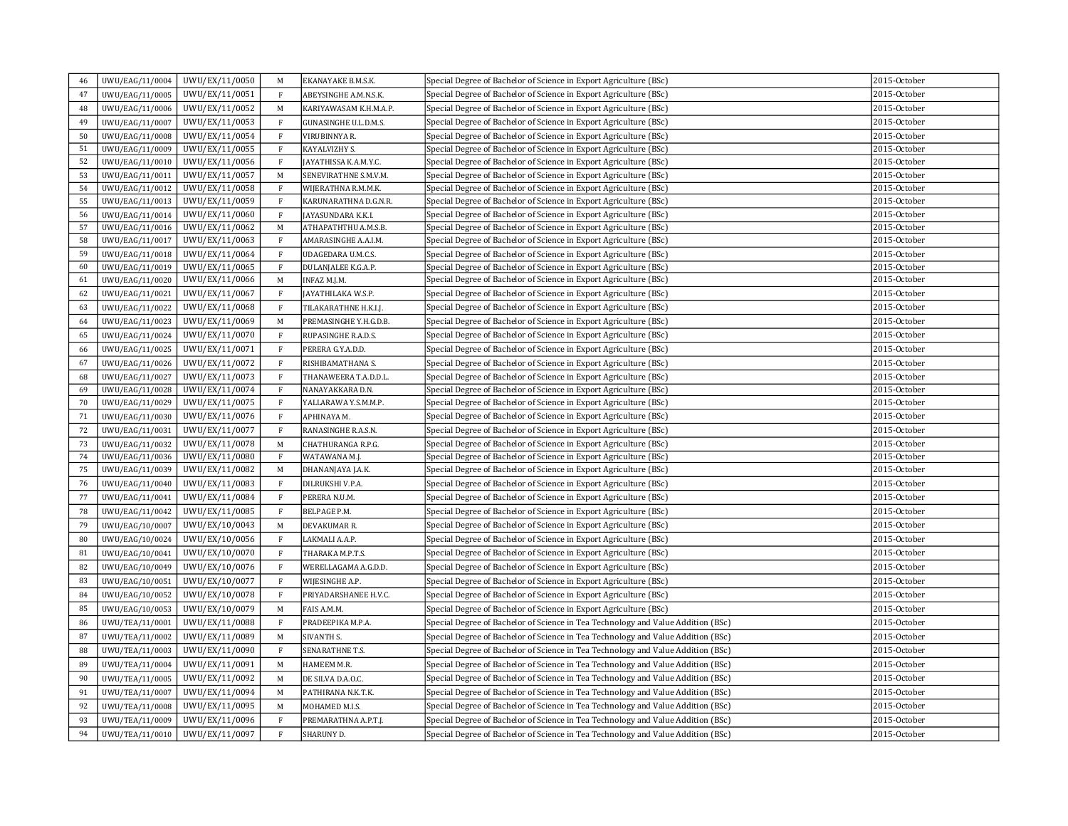| | | | | | | |
|---|---|---|---|---|---|---|
| 46 | UWU/EAG/11/0004 | UWU/EX/11/0050 | M | EKANAYAKE B.M.S.K. | Special Degree of Bachelor of Science in Export Agriculture (BSc) | 2015-October |
| 47 | UWU/EAG/11/0005 | UWU/EX/11/0051 | F | ABEYSINGHE A.M.N.S.K. | Special Degree of Bachelor of Science in Export Agriculture (BSc) | 2015-October |
| 48 | UWU/EAG/11/0006 | UWU/EX/11/0052 | M | KARIYAWASAM K.H.M.A.P. | Special Degree of Bachelor of Science in Export Agriculture (BSc) | 2015-October |
| 49 | UWU/EAG/11/0007 | UWU/EX/11/0053 | F | GUNASINGHE U.L.D.M.S. | Special Degree of Bachelor of Science in Export Agriculture (BSc) | 2015-October |
| 50 | UWU/EAG/11/0008 | UWU/EX/11/0054 | F | VIRUBINNYA R. | Special Degree of Bachelor of Science in Export Agriculture (BSc) | 2015-October |
| 51 | UWU/EAG/11/0009 | UWU/EX/11/0055 | F | KAYALVIZHY S. | Special Degree of Bachelor of Science in Export Agriculture (BSc) | 2015-October |
| 52 | UWU/EAG/11/0010 | UWU/EX/11/0056 | F | JAYATHISSA K.A.M.Y.C. | Special Degree of Bachelor of Science in Export Agriculture (BSc) | 2015-October |
| 53 | UWU/EAG/11/0011 | UWU/EX/11/0057 | M | SENEVIRATHNE S.M.V.M. | Special Degree of Bachelor of Science in Export Agriculture (BSc) | 2015-October |
| 54 | UWU/EAG/11/0012 | UWU/EX/11/0058 | F | WIJERATHNA R.M.M.K. | Special Degree of Bachelor of Science in Export Agriculture (BSc) | 2015-October |
| 55 | UWU/EAG/11/0013 | UWU/EX/11/0059 | F | KARUNARATHNA D.G.N.R. | Special Degree of Bachelor of Science in Export Agriculture (BSc) | 2015-October |
| 56 | UWU/EAG/11/0014 | UWU/EX/11/0060 | F | JAYASUNDARA K.K.I. | Special Degree of Bachelor of Science in Export Agriculture (BSc) | 2015-October |
| 57 | UWU/EAG/11/0016 | UWU/EX/11/0062 | M | ATHAPATHTHU A.M.S.B. | Special Degree of Bachelor of Science in Export Agriculture (BSc) | 2015-October |
| 58 | UWU/EAG/11/0017 | UWU/EX/11/0063 | F | AMARASINGHE A.A.I.M. | Special Degree of Bachelor of Science in Export Agriculture (BSc) | 2015-October |
| 59 | UWU/EAG/11/0018 | UWU/EX/11/0064 | F | UDAGEDARA U.M.C.S. | Special Degree of Bachelor of Science in Export Agriculture (BSc) | 2015-October |
| 60 | UWU/EAG/11/0019 | UWU/EX/11/0065 | F | DULANJALEE K.G.A.P. | Special Degree of Bachelor of Science in Export Agriculture (BSc) | 2015-October |
| 61 | UWU/EAG/11/0020 | UWU/EX/11/0066 | M | INFAZ M.J.M. | Special Degree of Bachelor of Science in Export Agriculture (BSc) | 2015-October |
| 62 | UWU/EAG/11/0021 | UWU/EX/11/0067 | F | JAYATHILAKA W.S.P. | Special Degree of Bachelor of Science in Export Agriculture (BSc) | 2015-October |
| 63 | UWU/EAG/11/0022 | UWU/EX/11/0068 | F | TILAKARATHNE H.K.I.J. | Special Degree of Bachelor of Science in Export Agriculture (BSc) | 2015-October |
| 64 | UWU/EAG/11/0023 | UWU/EX/11/0069 | M | PREMASINGHE Y.H.G.D.B. | Special Degree of Bachelor of Science in Export Agriculture (BSc) | 2015-October |
| 65 | UWU/EAG/11/0024 | UWU/EX/11/0070 | F | RUPASINGHE R.A.D.S. | Special Degree of Bachelor of Science in Export Agriculture (BSc) | 2015-October |
| 66 | UWU/EAG/11/0025 | UWU/EX/11/0071 | F | PERERA G.Y.A.D.D. | Special Degree of Bachelor of Science in Export Agriculture (BSc) | 2015-October |
| 67 | UWU/EAG/11/0026 | UWU/EX/11/0072 | F | RISHIBAMATHANA S. | Special Degree of Bachelor of Science in Export Agriculture (BSc) | 2015-October |
| 68 | UWU/EAG/11/0027 | UWU/EX/11/0073 | F | THANAWEERA T.A.D.D.L. | Special Degree of Bachelor of Science in Export Agriculture (BSc) | 2015-October |
| 69 | UWU/EAG/11/0028 | UWU/EX/11/0074 | F | NANAYAKKARA D.N. | Special Degree of Bachelor of Science in Export Agriculture (BSc) | 2015-October |
| 70 | UWU/EAG/11/0029 | UWU/EX/11/0075 | F | YALLARAWA Y.S.M.M.P. | Special Degree of Bachelor of Science in Export Agriculture (BSc) | 2015-October |
| 71 | UWU/EAG/11/0030 | UWU/EX/11/0076 | F | APHINAYA M. | Special Degree of Bachelor of Science in Export Agriculture (BSc) | 2015-October |
| 72 | UWU/EAG/11/0031 | UWU/EX/11/0077 | F | RANASINGHE R.A.S.N. | Special Degree of Bachelor of Science in Export Agriculture (BSc) | 2015-October |
| 73 | UWU/EAG/11/0032 | UWU/EX/11/0078 | M | CHATHURANGA R.P.G. | Special Degree of Bachelor of Science in Export Agriculture (BSc) | 2015-October |
| 74 | UWU/EAG/11/0036 | UWU/EX/11/0080 | F | WATAWANA M.J. | Special Degree of Bachelor of Science in Export Agriculture (BSc) | 2015-October |
| 75 | UWU/EAG/11/0039 | UWU/EX/11/0082 | M | DHANANJAYA J.A.K. | Special Degree of Bachelor of Science in Export Agriculture (BSc) | 2015-October |
| 76 | UWU/EAG/11/0040 | UWU/EX/11/0083 | F | DILRUKSHI V.P.A. | Special Degree of Bachelor of Science in Export Agriculture (BSc) | 2015-October |
| 77 | UWU/EAG/11/0041 | UWU/EX/11/0084 | F | PERERA N.U.M. | Special Degree of Bachelor of Science in Export Agriculture (BSc) | 2015-October |
| 78 | UWU/EAG/11/0042 | UWU/EX/11/0085 | F | BELPAGE P.M. | Special Degree of Bachelor of Science in Export Agriculture (BSc) | 2015-October |
| 79 | UWU/EAG/10/0007 | UWU/EX/10/0043 | M | DEVAKUMAR R. | Special Degree of Bachelor of Science in Export Agriculture (BSc) | 2015-October |
| 80 | UWU/EAG/10/0024 | UWU/EX/10/0056 | F | LAKMALI A.A.P. | Special Degree of Bachelor of Science in Export Agriculture (BSc) | 2015-October |
| 81 | UWU/EAG/10/0041 | UWU/EX/10/0070 | F | THARAKA M.P.T.S. | Special Degree of Bachelor of Science in Export Agriculture (BSc) | 2015-October |
| 82 | UWU/EAG/10/0049 | UWU/EX/10/0076 | F | WERELLAGAMA A.G.D.D. | Special Degree of Bachelor of Science in Export Agriculture (BSc) | 2015-October |
| 83 | UWU/EAG/10/0051 | UWU/EX/10/0077 | F | WIJESINGHE A.P. | Special Degree of Bachelor of Science in Export Agriculture (BSc) | 2015-October |
| 84 | UWU/EAG/10/0052 | UWU/EX/10/0078 | F | PRIYADARSHANEE H.V.C. | Special Degree of Bachelor of Science in Export Agriculture (BSc) | 2015-October |
| 85 | UWU/EAG/10/0053 | UWU/EX/10/0079 | M | FAIS A.M.M. | Special Degree of Bachelor of Science in Export Agriculture (BSc) | 2015-October |
| 86 | UWU/TEA/11/0001 | UWU/EX/11/0088 | F | PRADEEPIKA M.P.A. | Special Degree of Bachelor of Science in Tea Technology and Value Addition (BSc) | 2015-October |
| 87 | UWU/TEA/11/0002 | UWU/EX/11/0089 | M | SIVANTH S. | Special Degree of Bachelor of Science in Tea Technology and Value Addition (BSc) | 2015-October |
| 88 | UWU/TEA/11/0003 | UWU/EX/11/0090 | F | SENARATHNE T.S. | Special Degree of Bachelor of Science in Tea Technology and Value Addition (BSc) | 2015-October |
| 89 | UWU/TEA/11/0004 | UWU/EX/11/0091 | M | HAMEEM M.R. | Special Degree of Bachelor of Science in Tea Technology and Value Addition (BSc) | 2015-October |
| 90 | UWU/TEA/11/0005 | UWU/EX/11/0092 | M | DE SILVA D.A.O.C. | Special Degree of Bachelor of Science in Tea Technology and Value Addition (BSc) | 2015-October |
| 91 | UWU/TEA/11/0007 | UWU/EX/11/0094 | M | PATHIRANA N.K.T.K. | Special Degree of Bachelor of Science in Tea Technology and Value Addition (BSc) | 2015-October |
| 92 | UWU/TEA/11/0008 | UWU/EX/11/0095 | M | MOHAMED M.I.S. | Special Degree of Bachelor of Science in Tea Technology and Value Addition (BSc) | 2015-October |
| 93 | UWU/TEA/11/0009 | UWU/EX/11/0096 | F | PREMARATHNA A.P.T.J. | Special Degree of Bachelor of Science in Tea Technology and Value Addition (BSc) | 2015-October |
| 94 | UWU/TEA/11/0010 | UWU/EX/11/0097 | F | SHARUNY D. | Special Degree of Bachelor of Science in Tea Technology and Value Addition (BSc) | 2015-October |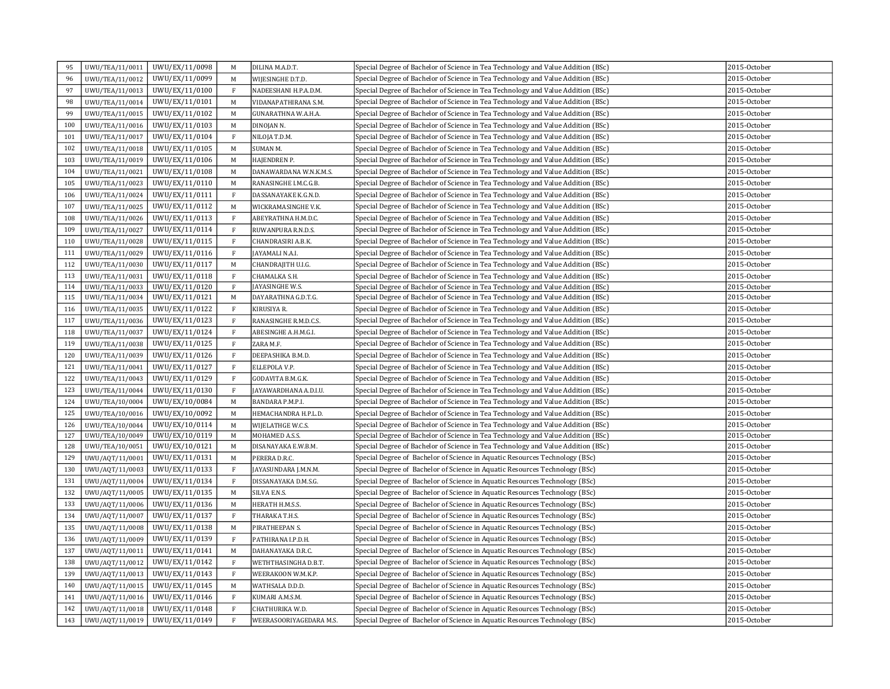| 95 | UWU/TEA/11/0011 | UWU/EX/11/0098 | M | DILINA M.A.D.T. | Special Degree of Bachelor of Science in Tea Technology and Value Addition (BSc) | 2015-October |
|---|---|---|---|---|---|---|
| 96 | UWU/TEA/11/0012 | UWU/EX/11/0099 | M | WIJESINGHE D.T.D. | Special Degree of Bachelor of Science in Tea Technology and Value Addition (BSc) | 2015-October |
| 97 | UWU/TEA/11/0013 | UWU/EX/11/0100 | F | NADEESHANI H.P.A.D.M. | Special Degree of Bachelor of Science in Tea Technology and Value Addition (BSc) | 2015-October |
| 98 | UWU/TEA/11/0014 | UWU/EX/11/0101 | M | VIDANAPATHIRANA S.M. | Special Degree of Bachelor of Science in Tea Technology and Value Addition (BSc) | 2015-October |
| 99 | UWU/TEA/11/0015 | UWU/EX/11/0102 | M | GUNARATHNA W.A.H.A. | Special Degree of Bachelor of Science in Tea Technology and Value Addition (BSc) | 2015-October |
| 100 | UWU/TEA/11/0016 | UWU/EX/11/0103 | M | DINOJAN N. | Special Degree of Bachelor of Science in Tea Technology and Value Addition (BSc) | 2015-October |
| 101 | UWU/TEA/11/0017 | UWU/EX/11/0104 | F | NILOJA T.D.M. | Special Degree of Bachelor of Science in Tea Technology and Value Addition (BSc) | 2015-October |
| 102 | UWU/TEA/11/0018 | UWU/EX/11/0105 | M | SUMAN M. | Special Degree of Bachelor of Science in Tea Technology and Value Addition (BSc) | 2015-October |
| 103 | UWU/TEA/11/0019 | UWU/EX/11/0106 | M | HAJENDREN P. | Special Degree of Bachelor of Science in Tea Technology and Value Addition (BSc) | 2015-October |
| 104 | UWU/TEA/11/0021 | UWU/EX/11/0108 | M | DANAWARDANA W.N.K.M.S. | Special Degree of Bachelor of Science in Tea Technology and Value Addition (BSc) | 2015-October |
| 105 | UWU/TEA/11/0023 | UWU/EX/11/0110 | M | RANASINGHE I.M.C.G.B. | Special Degree of Bachelor of Science in Tea Technology and Value Addition (BSc) | 2015-October |
| 106 | UWU/TEA/11/0024 | UWU/EX/11/0111 | F | DASSANAYAKE K.G.N.D. | Special Degree of Bachelor of Science in Tea Technology and Value Addition (BSc) | 2015-October |
| 107 | UWU/TEA/11/0025 | UWU/EX/11/0112 | M | WICKRAMASINGHE V.K. | Special Degree of Bachelor of Science in Tea Technology and Value Addition (BSc) | 2015-October |
| 108 | UWU/TEA/11/0026 | UWU/EX/11/0113 | F | ABEYRATHNA H.M.D.C. | Special Degree of Bachelor of Science in Tea Technology and Value Addition (BSc) | 2015-October |
| 109 | UWU/TEA/11/0027 | UWU/EX/11/0114 | F | RUWANPURA R.N.D.S. | Special Degree of Bachelor of Science in Tea Technology and Value Addition (BSc) | 2015-October |
| 110 | UWU/TEA/11/0028 | UWU/EX/11/0115 | F | CHANDRASIRI A.B.K. | Special Degree of Bachelor of Science in Tea Technology and Value Addition (BSc) | 2015-October |
| 111 | UWU/TEA/11/0029 | UWU/EX/11/0116 | F | JAYAMALI N.A.I. | Special Degree of Bachelor of Science in Tea Technology and Value Addition (BSc) | 2015-October |
| 112 | UWU/TEA/11/0030 | UWU/EX/11/0117 | M | CHANDRAJITH U.I.G. | Special Degree of Bachelor of Science in Tea Technology and Value Addition (BSc) | 2015-October |
| 113 | UWU/TEA/11/0031 | UWU/EX/11/0118 | F | CHAMALKA S.H. | Special Degree of Bachelor of Science in Tea Technology and Value Addition (BSc) | 2015-October |
| 114 | UWU/TEA/11/0033 | UWU/EX/11/0120 | F | JAYASINGHE W.S. | Special Degree of Bachelor of Science in Tea Technology and Value Addition (BSc) | 2015-October |
| 115 | UWU/TEA/11/0034 | UWU/EX/11/0121 | M | DAYARATHNA G.D.T.G. | Special Degree of Bachelor of Science in Tea Technology and Value Addition (BSc) | 2015-October |
| 116 | UWU/TEA/11/0035 | UWU/EX/11/0122 | F | KIRUSIYA R. | Special Degree of Bachelor of Science in Tea Technology and Value Addition (BSc) | 2015-October |
| 117 | UWU/TEA/11/0036 | UWU/EX/11/0123 | F | RANASINGHE R.M.D.C.S. | Special Degree of Bachelor of Science in Tea Technology and Value Addition (BSc) | 2015-October |
| 118 | UWU/TEA/11/0037 | UWU/EX/11/0124 | F | ABESINGHE A.H.M.G.I. | Special Degree of Bachelor of Science in Tea Technology and Value Addition (BSc) | 2015-October |
| 119 | UWU/TEA/11/0038 | UWU/EX/11/0125 | F | ZARA M.F. | Special Degree of Bachelor of Science in Tea Technology and Value Addition (BSc) | 2015-October |
| 120 | UWU/TEA/11/0039 | UWU/EX/11/0126 | F | DEEPASHIKA B.M.D. | Special Degree of Bachelor of Science in Tea Technology and Value Addition (BSc) | 2015-October |
| 121 | UWU/TEA/11/0041 | UWU/EX/11/0127 | F | ELLEPOLA V.P. | Special Degree of Bachelor of Science in Tea Technology and Value Addition (BSc) | 2015-October |
| 122 | UWU/TEA/11/0043 | UWU/EX/11/0129 | F | GODAVITA B.M.G.K. | Special Degree of Bachelor of Science in Tea Technology and Value Addition (BSc) | 2015-October |
| 123 | UWU/TEA/11/0044 | UWU/EX/11/0130 | F | JAYAWARDHANA A.D.I.U. | Special Degree of Bachelor of Science in Tea Technology and Value Addition (BSc) | 2015-October |
| 124 | UWU/TEA/10/0004 | UWU/EX/10/0084 | M | BANDARA P.M.P.I. | Special Degree of Bachelor of Science in Tea Technology and Value Addition (BSc) | 2015-October |
| 125 | UWU/TEA/10/0016 | UWU/EX/10/0092 | M | HEMACHANDRA H.P.L.D. | Special Degree of Bachelor of Science in Tea Technology and Value Addition (BSc) | 2015-October |
| 126 | UWU/TEA/10/0044 | UWU/EX/10/0114 | M | WIJELATHGE W.C.S. | Special Degree of Bachelor of Science in Tea Technology and Value Addition (BSc) | 2015-October |
| 127 | UWU/TEA/10/0049 | UWU/EX/10/0119 | M | MOHAMED A.S.S. | Special Degree of Bachelor of Science in Tea Technology and Value Addition (BSc) | 2015-October |
| 128 | UWU/TEA/10/0051 | UWU/EX/10/0121 | M | DISANAYAKA E.W.B.M. | Special Degree of Bachelor of Science in Tea Technology and Value Addition (BSc) | 2015-October |
| 129 | UWU/AQT/11/0001 | UWU/EX/11/0131 | M | PERERA D.R.C. | Special Degree of Bachelor of Science in Aquatic Resources Technology (BSc) | 2015-October |
| 130 | UWU/AQT/11/0003 | UWU/EX/11/0133 | F | JAYASUNDARA J.M.N.M. | Special Degree of Bachelor of Science in Aquatic Resources Technology (BSc) | 2015-October |
| 131 | UWU/AQT/11/0004 | UWU/EX/11/0134 | F | DISSANAYAKA D.M.S.G. | Special Degree of Bachelor of Science in Aquatic Resources Technology (BSc) | 2015-October |
| 132 | UWU/AQT/11/0005 | UWU/EX/11/0135 | M | SILVA E.N.S. | Special Degree of Bachelor of Science in Aquatic Resources Technology (BSc) | 2015-October |
| 133 | UWU/AQT/11/0006 | UWU/EX/11/0136 | M | HERATH H.M.S.S. | Special Degree of Bachelor of Science in Aquatic Resources Technology (BSc) | 2015-October |
| 134 | UWU/AQT/11/0007 | UWU/EX/11/0137 | F | THARAKA T.H.S. | Special Degree of Bachelor of Science in Aquatic Resources Technology (BSc) | 2015-October |
| 135 | UWU/AQT/11/0008 | UWU/EX/11/0138 | M | PIRATHEEPAN S. | Special Degree of Bachelor of Science in Aquatic Resources Technology (BSc) | 2015-October |
| 136 | UWU/AQT/11/0009 | UWU/EX/11/0139 | F | PATHIRANA I.P.D.H. | Special Degree of Bachelor of Science in Aquatic Resources Technology (BSc) | 2015-October |
| 137 | UWU/AQT/11/0011 | UWU/EX/11/0141 | M | DAHANAYAKA D.R.C. | Special Degree of Bachelor of Science in Aquatic Resources Technology (BSc) | 2015-October |
| 138 | UWU/AQT/11/0012 | UWU/EX/11/0142 | F | WETHTHASINGHA D.B.T. | Special Degree of Bachelor of Science in Aquatic Resources Technology (BSc) | 2015-October |
| 139 | UWU/AQT/11/0013 | UWU/EX/11/0143 | F | WEERAKOON W.M.K.P. | Special Degree of Bachelor of Science in Aquatic Resources Technology (BSc) | 2015-October |
| 140 | UWU/AQT/11/0015 | UWU/EX/11/0145 | M | WATHSALA D.D.D. | Special Degree of Bachelor of Science in Aquatic Resources Technology (BSc) | 2015-October |
| 141 | UWU/AQT/11/0016 | UWU/EX/11/0146 | F | KUMARI A.M.S.M. | Special Degree of Bachelor of Science in Aquatic Resources Technology (BSc) | 2015-October |
| 142 | UWU/AQT/11/0018 | UWU/EX/11/0148 | F | CHATHURIKA W.D. | Special Degree of Bachelor of Science in Aquatic Resources Technology (BSc) | 2015-October |
| 143 | UWU/AQT/11/0019 | UWU/EX/11/0149 | F | WEERASOORIYAGEDARA M.S. | Special Degree of Bachelor of Science in Aquatic Resources Technology (BSc) | 2015-October |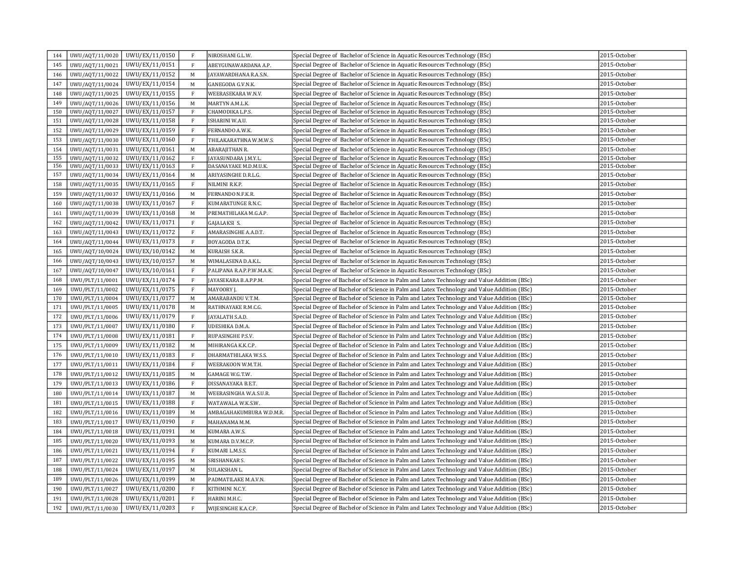| 144 | UWU/AQT/11/0020 | UWU/EX/11/0150 | F | NIROSHANI G.L.W. | Special Degree of Bachelor of Science in Aquatic Resources Technology (BSc) | 2015-October |
|---|---|---|---|---|---|---|
| 145 | UWU/AQT/11/0021 | UWU/EX/11/0151 | F | ABEYGUNAWARDANA A.P. | Special Degree of Bachelor of Science in Aquatic Resources Technology (BSc) | 2015-October |
| 146 | UWU/AQT/11/0022 | UWU/EX/11/0152 | M | JAYAWARDHANA R.A.S.N. | Special Degree of Bachelor of Science in Aquatic Resources Technology (BSc) | 2015-October |
| 147 | UWU/AQT/11/0024 | UWU/EX/11/0154 | M | GANEGODA G.V.N.K. | Special Degree of Bachelor of Science in Aquatic Resources Technology (BSc) | 2015-October |
| 148 | UWU/AQT/11/0025 | UWU/EX/11/0155 | F | WEERASEKARA W.N.V. | Special Degree of Bachelor of Science in Aquatic Resources Technology (BSc) | 2015-October |
| 149 | UWU/AQT/11/0026 | UWU/EX/11/0156 | M | MARTYN A.M.L.K. | Special Degree of Bachelor of Science in Aquatic Resources Technology (BSc) | 2015-October |
| 150 | UWU/AQT/11/0027 | UWU/EX/11/0157 | F | CHAMODIKA L.P.S. | Special Degree of Bachelor of Science in Aquatic Resources Technology (BSc) | 2015-October |
| 151 | UWU/AQT/11/0028 | UWU/EX/11/0158 | F | ISHARINI W.A.U. | Special Degree of Bachelor of Science in Aquatic Resources Technology (BSc) | 2015-October |
| 152 | UWU/AQT/11/0029 | UWU/EX/11/0159 | F | FERNANDO A.W.K. | Special Degree of Bachelor of Science in Aquatic Resources Technology (BSc) | 2015-October |
| 153 | UWU/AQT/11/0030 | UWU/EX/11/0160 | F | THILAKARATHNA W.M.W.S. | Special Degree of Bachelor of Science in Aquatic Resources Technology (BSc) | 2015-October |
| 154 | UWU/AQT/11/0031 | UWU/EX/11/0161 | M | ABARAJITHAN R. | Special Degree of Bachelor of Science in Aquatic Resources Technology (BSc) | 2015-October |
| 155 | UWU/AQT/11/0032 | UWU/EX/11/0162 | F | JAYASUNDARA J.M.Y.L. | Special Degree of Bachelor of Science in Aquatic Resources Technology (BSc) | 2015-October |
| 156 | UWU/AQT/11/0033 | UWU/EX/11/0163 | F | DASANAYAKE M.D.M.U.K. | Special Degree of Bachelor of Science in Aquatic Resources Technology (BSc) | 2015-October |
| 157 | UWU/AQT/11/0034 | UWU/EX/11/0164 | M | ARIYASINGHE D.R.L.G. | Special Degree of Bachelor of Science in Aquatic Resources Technology (BSc) | 2015-October |
| 158 | UWU/AQT/11/0035 | UWU/EX/11/0165 | F | NILMINI R.K.P. | Special Degree of Bachelor of Science in Aquatic Resources Technology (BSc) | 2015-October |
| 159 | UWU/AQT/11/0037 | UWU/EX/11/0166 | M | FERNANDO N.F.K.R. | Special Degree of Bachelor of Science in Aquatic Resources Technology (BSc) | 2015-October |
| 160 | UWU/AQT/11/0038 | UWU/EX/11/0167 | F | KUMARATUNGE R.N.C. | Special Degree of Bachelor of Science in Aquatic Resources Technology (BSc) | 2015-October |
| 161 | UWU/AQT/11/0039 | UWU/EX/11/0168 | M | PREMATHILAKA M.G.A.P. | Special Degree of Bachelor of Science in Aquatic Resources Technology (BSc) | 2015-October |
| 162 | UWU/AQT/11/0042 | UWU/EX/11/0171 | F | GAJALAKSI S. | Special Degree of Bachelor of Science in Aquatic Resources Technology (BSc) | 2015-October |
| 163 | UWU/AQT/11/0043 | UWU/EX/11/0172 | F | AMARASINGHE A.A.D.T. | Special Degree of Bachelor of Science in Aquatic Resources Technology (BSc) | 2015-October |
| 164 | UWU/AQT/11/0044 | UWU/EX/11/0173 | F | BOYAGODA D.T.K. | Special Degree of Bachelor of Science in Aquatic Resources Technology (BSc) | 2015-October |
| 165 | UWU/AQT/10/0024 | UWU/EX/10/0142 | M | KURAISH S.K.R. | Special Degree of Bachelor of Science in Aquatic Resources Technology (BSc) | 2015-October |
| 166 | UWU/AQT/10/0043 | UWU/EX/10/0157 | M | WIMALASENA D.A.K.L. | Special Degree of Bachelor of Science in Aquatic Resources Technology (BSc) | 2015-October |
| 167 | UWU/AQT/10/0047 | UWU/EX/10/0161 | F | PALIPANA R.A.P.P.W.M.A.K. | Special Degree of Bachelor of Science in Aquatic Resources Technology (BSc) | 2015-October |
| 168 | UWU/PLT/11/0001 | UWU/EX/11/0174 | F | JAYASEKARA B.A.P.P.M. | Special Degree of Bachelor of Science in Palm and Latex Technology and Value Addition (BSc) | 2015-October |
| 169 | UWU/PLT/11/0002 | UWU/EX/11/0175 | F | MAYOORY J. | Special Degree of Bachelor of Science in Palm and Latex Technology and Value Addition (BSc) | 2015-October |
| 170 | UWU/PLT/11/0004 | UWU/EX/11/0177 | M | AMARABANDU V.T.M. | Special Degree of Bachelor of Science in Palm and Latex Technology and Value Addition (BSc) | 2015-October |
| 171 | UWU/PLT/11/0005 | UWU/EX/11/0178 | M | RATHNAYAKE R.M.C.G. | Special Degree of Bachelor of Science in Palm and Latex Technology and Value Addition (BSc) | 2015-October |
| 172 | UWU/PLT/11/0006 | UWU/EX/11/0179 | F | JAYALATH S.A.D. | Special Degree of Bachelor of Science in Palm and Latex Technology and Value Addition (BSc) | 2015-October |
| 173 | UWU/PLT/11/0007 | UWU/EX/11/0180 | F | UDESHIKA D.M.A. | Special Degree of Bachelor of Science in Palm and Latex Technology and Value Addition (BSc) | 2015-October |
| 174 | UWU/PLT/11/0008 | UWU/EX/11/0181 | F | RUPASINGHE P.S.V. | Special Degree of Bachelor of Science in Palm and Latex Technology and Value Addition (BSc) | 2015-October |
| 175 | UWU/PLT/11/0009 | UWU/EX/11/0182 | M | MIHIRANGA K.K.C.P. | Special Degree of Bachelor of Science in Palm and Latex Technology and Value Addition (BSc) | 2015-October |
| 176 | UWU/PLT/11/0010 | UWU/EX/11/0183 | F | DHARMATHILAKA W.S.S. | Special Degree of Bachelor of Science in Palm and Latex Technology and Value Addition (BSc) | 2015-October |
| 177 | UWU/PLT/11/0011 | UWU/EX/11/0184 | F | WEERAKOON W.M.T.H. | Special Degree of Bachelor of Science in Palm and Latex Technology and Value Addition (BSc) | 2015-October |
| 178 | UWU/PLT/11/0012 | UWU/EX/11/0185 | M | GAMAGE W.G.T.W. | Special Degree of Bachelor of Science in Palm and Latex Technology and Value Addition (BSc) | 2015-October |
| 179 | UWU/PLT/11/0013 | UWU/EX/11/0186 | F | DISSANAYAKA B.E.T. | Special Degree of Bachelor of Science in Palm and Latex Technology and Value Addition (BSc) | 2015-October |
| 180 | UWU/PLT/11/0014 | UWU/EX/11/0187 | M | WEERASINGHA W.A.S.U.R. | Special Degree of Bachelor of Science in Palm and Latex Technology and Value Addition (BSc) | 2015-October |
| 181 | UWU/PLT/11/0015 | UWU/EX/11/0188 | F | WATAWALA W.K.S.W. | Special Degree of Bachelor of Science in Palm and Latex Technology and Value Addition (BSc) | 2015-October |
| 182 | UWU/PLT/11/0016 | UWU/EX/11/0189 | M | AMBAGAHAKUMBURA W.D.M.R. | Special Degree of Bachelor of Science in Palm and Latex Technology and Value Addition (BSc) | 2015-October |
| 183 | UWU/PLT/11/0017 | UWU/EX/11/0190 | F | MAHANAMA M.M. | Special Degree of Bachelor of Science in Palm and Latex Technology and Value Addition (BSc) | 2015-October |
| 184 | UWU/PLT/11/0018 | UWU/EX/11/0191 | M | KUMARA A.W.S. | Special Degree of Bachelor of Science in Palm and Latex Technology and Value Addition (BSc) | 2015-October |
| 185 | UWU/PLT/11/0020 | UWU/EX/11/0193 | M | KUMARA D.V.M.C.P. | Special Degree of Bachelor of Science in Palm and Latex Technology and Value Addition (BSc) | 2015-October |
| 186 | UWU/PLT/11/0021 | UWU/EX/11/0194 | F | KUMARI L.M.S.S. | Special Degree of Bachelor of Science in Palm and Latex Technology and Value Addition (BSc) | 2015-October |
| 187 | UWU/PLT/11/0022 | UWU/EX/11/0195 | M | SRISHANKAR S. | Special Degree of Bachelor of Science in Palm and Latex Technology and Value Addition (BSc) | 2015-October |
| 188 | UWU/PLT/11/0024 | UWU/EX/11/0197 | M | SULAKSHAN L. | Special Degree of Bachelor of Science in Palm and Latex Technology and Value Addition (BSc) | 2015-October |
| 189 | UWU/PLT/11/0026 | UWU/EX/11/0199 | M | PADMATILAKE M.A.V.N. | Special Degree of Bachelor of Science in Palm and Latex Technology and Value Addition (BSc) | 2015-October |
| 190 | UWU/PLT/11/0027 | UWU/EX/11/0200 | F | KITHMINI N.C.Y. | Special Degree of Bachelor of Science in Palm and Latex Technology and Value Addition (BSc) | 2015-October |
| 191 | UWU/PLT/11/0028 | UWU/EX/11/0201 | F | HARINI M.H.C. | Special Degree of Bachelor of Science in Palm and Latex Technology and Value Addition (BSc) | 2015-October |
| 192 | UWU/PLT/11/0030 | UWU/EX/11/0203 | F | WIJESINGHE K.A.C.P. | Special Degree of Bachelor of Science in Palm and Latex Technology and Value Addition (BSc) | 2015-October |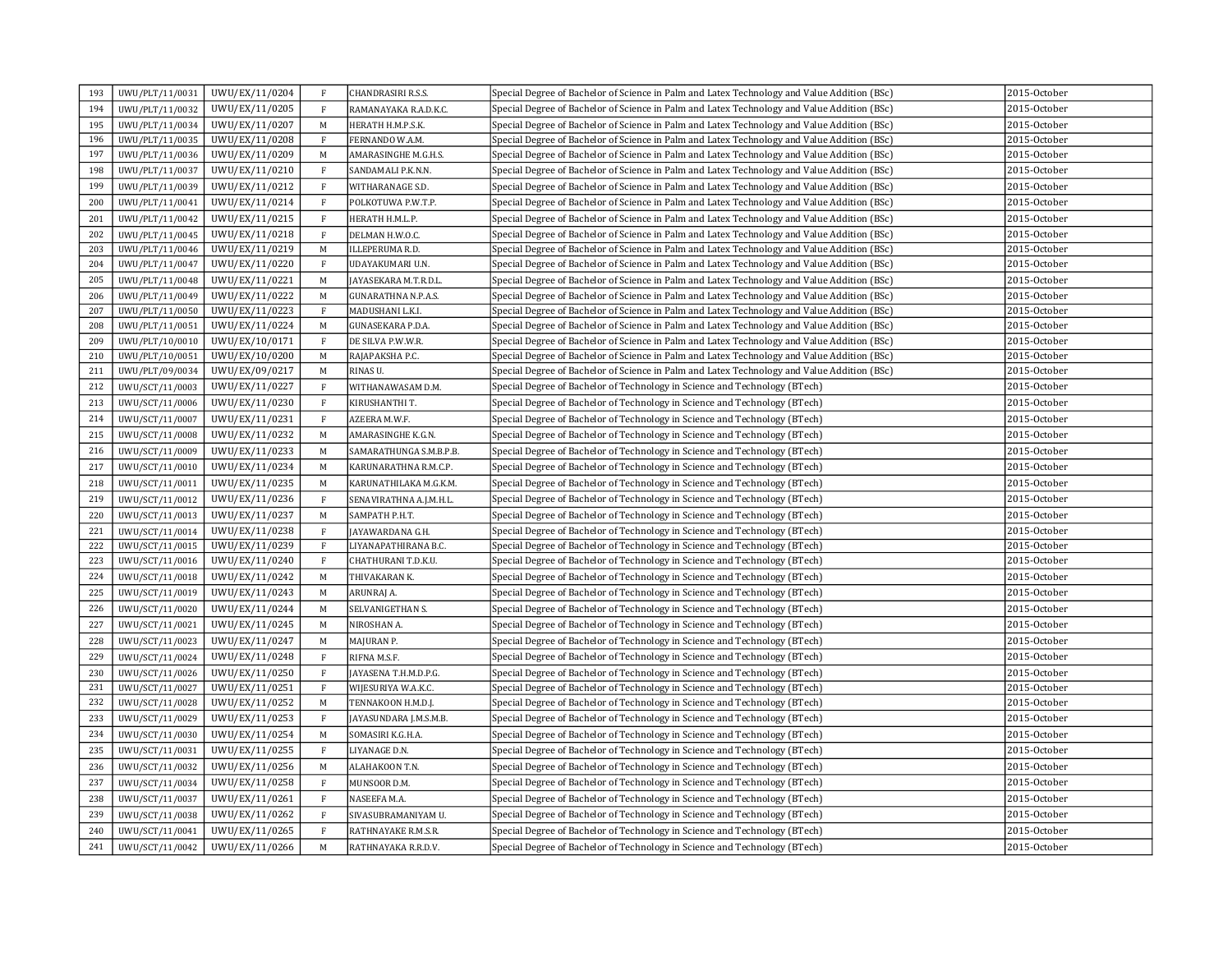| 193 | UWU/PLT/11/0031 | UWU/EX/11/0204 | F | CHANDRASIRI R.S.S. | Special Degree of Bachelor of Science in Palm and Latex Technology and Value Addition (BSc) | 2015-October |
|---|---|---|---|---|---|---|
| 194 | UWU/PLT/11/0032 | UWU/EX/11/0205 | F | RAMANAYAKA R.A.D.K.C. | Special Degree of Bachelor of Science in Palm and Latex Technology and Value Addition (BSc) | 2015-October |
| 195 | UWU/PLT/11/0034 | UWU/EX/11/0207 | M | HERATH H.M.P.S.K. | Special Degree of Bachelor of Science in Palm and Latex Technology and Value Addition (BSc) | 2015-October |
| 196 | UWU/PLT/11/0035 | UWU/EX/11/0208 | F | FERNANDO W.A.M. | Special Degree of Bachelor of Science in Palm and Latex Technology and Value Addition (BSc) | 2015-October |
| 197 | UWU/PLT/11/0036 | UWU/EX/11/0209 | M | AMARASINGHE M.G.H.S. | Special Degree of Bachelor of Science in Palm and Latex Technology and Value Addition (BSc) | 2015-October |
| 198 | UWU/PLT/11/0037 | UWU/EX/11/0210 | F | SANDAMALI P.K.N.N. | Special Degree of Bachelor of Science in Palm and Latex Technology and Value Addition (BSc) | 2015-October |
| 199 | UWU/PLT/11/0039 | UWU/EX/11/0212 | F | WITHARANAGE S.D. | Special Degree of Bachelor of Science in Palm and Latex Technology and Value Addition (BSc) | 2015-October |
| 200 | UWU/PLT/11/0041 | UWU/EX/11/0214 | F | POLKOTUWA P.W.T.P. | Special Degree of Bachelor of Science in Palm and Latex Technology and Value Addition (BSc) | 2015-October |
| 201 | UWU/PLT/11/0042 | UWU/EX/11/0215 | F | HERATH H.M.L.P. | Special Degree of Bachelor of Science in Palm and Latex Technology and Value Addition (BSc) | 2015-October |
| 202 | UWU/PLT/11/0045 | UWU/EX/11/0218 | F | DELMAN H.W.O.C. | Special Degree of Bachelor of Science in Palm and Latex Technology and Value Addition (BSc) | 2015-October |
| 203 | UWU/PLT/11/0046 | UWU/EX/11/0219 | M | ILLEPERUMA R.D. | Special Degree of Bachelor of Science in Palm and Latex Technology and Value Addition (BSc) | 2015-October |
| 204 | UWU/PLT/11/0047 | UWU/EX/11/0220 | F | UDAYAKUMARI U.N. | Special Degree of Bachelor of Science in Palm and Latex Technology and Value Addition (BSc) | 2015-October |
| 205 | UWU/PLT/11/0048 | UWU/EX/11/0221 | M | JAYASEKARA M.T.R.D.L. | Special Degree of Bachelor of Science in Palm and Latex Technology and Value Addition (BSc) | 2015-October |
| 206 | UWU/PLT/11/0049 | UWU/EX/11/0222 | M | GUNARATHNA N.P.A.S. | Special Degree of Bachelor of Science in Palm and Latex Technology and Value Addition (BSc) | 2015-October |
| 207 | UWU/PLT/11/0050 | UWU/EX/11/0223 | F | MADUSHANI L.K.I. | Special Degree of Bachelor of Science in Palm and Latex Technology and Value Addition (BSc) | 2015-October |
| 208 | UWU/PLT/11/0051 | UWU/EX/11/0224 | M | GUNASEKARA P.D.A. | Special Degree of Bachelor of Science in Palm and Latex Technology and Value Addition (BSc) | 2015-October |
| 209 | UWU/PLT/10/0010 | UWU/EX/10/0171 | F | DE SILVA P.W.W.R. | Special Degree of Bachelor of Science in Palm and Latex Technology and Value Addition (BSc) | 2015-October |
| 210 | UWU/PLT/10/0051 | UWU/EX/10/0200 | M | RAJAPAKSHA P.C. | Special Degree of Bachelor of Science in Palm and Latex Technology and Value Addition (BSc) | 2015-October |
| 211 | UWU/PLT/09/0034 | UWU/EX/09/0217 | M | RINAS U. | Special Degree of Bachelor of Science in Palm and Latex Technology and Value Addition (BSc) | 2015-October |
| 212 | UWU/SCT/11/0003 | UWU/EX/11/0227 | F | WITHANAWASAM D.M. | Special Degree of Bachelor of Technology in Science and Technology (BTech) | 2015-October |
| 213 | UWU/SCT/11/0006 | UWU/EX/11/0230 | F | KIRUSHANTHI T. | Special Degree of Bachelor of Technology in Science and Technology (BTech) | 2015-October |
| 214 | UWU/SCT/11/0007 | UWU/EX/11/0231 | F | AZEERA M.W.F. | Special Degree of Bachelor of Technology in Science and Technology (BTech) | 2015-October |
| 215 | UWU/SCT/11/0008 | UWU/EX/11/0232 | M | AMARASINGHE K.G.N. | Special Degree of Bachelor of Technology in Science and Technology (BTech) | 2015-October |
| 216 | UWU/SCT/11/0009 | UWU/EX/11/0233 | M | SAMARATHUNGA S.M.B.P.B. | Special Degree of Bachelor of Technology in Science and Technology (BTech) | 2015-October |
| 217 | UWU/SCT/11/0010 | UWU/EX/11/0234 | M | KARUNARATHNA R.M.C.P. | Special Degree of Bachelor of Technology in Science and Technology (BTech) | 2015-October |
| 218 | UWU/SCT/11/0011 | UWU/EX/11/0235 | M | KARUNATHILAKA M.G.K.M. | Special Degree of Bachelor of Technology in Science and Technology (BTech) | 2015-October |
| 219 | UWU/SCT/11/0012 | UWU/EX/11/0236 | F | SENAVIRATHNA A.J.M.H.L. | Special Degree of Bachelor of Technology in Science and Technology (BTech) | 2015-October |
| 220 | UWU/SCT/11/0013 | UWU/EX/11/0237 | M | SAMPATH P.H.T. | Special Degree of Bachelor of Technology in Science and Technology (BTech) | 2015-October |
| 221 | UWU/SCT/11/0014 | UWU/EX/11/0238 | F | JAYAWARDANA G.H. | Special Degree of Bachelor of Technology in Science and Technology (BTech) | 2015-October |
| 222 | UWU/SCT/11/0015 | UWU/EX/11/0239 | F | LIYANAPATHIRANA B.C. | Special Degree of Bachelor of Technology in Science and Technology (BTech) | 2015-October |
| 223 | UWU/SCT/11/0016 | UWU/EX/11/0240 | F | CHATHURANI T.D.K.U. | Special Degree of Bachelor of Technology in Science and Technology (BTech) | 2015-October |
| 224 | UWU/SCT/11/0018 | UWU/EX/11/0242 | M | THIVAKARAN K. | Special Degree of Bachelor of Technology in Science and Technology (BTech) | 2015-October |
| 225 | UWU/SCT/11/0019 | UWU/EX/11/0243 | M | ARUNRAJ A. | Special Degree of Bachelor of Technology in Science and Technology (BTech) | 2015-October |
| 226 | UWU/SCT/11/0020 | UWU/EX/11/0244 | M | SELVANIGETHAN S. | Special Degree of Bachelor of Technology in Science and Technology (BTech) | 2015-October |
| 227 | UWU/SCT/11/0021 | UWU/EX/11/0245 | M | NIROSHAN A. | Special Degree of Bachelor of Technology in Science and Technology (BTech) | 2015-October |
| 228 | UWU/SCT/11/0023 | UWU/EX/11/0247 | M | MAJURAN P. | Special Degree of Bachelor of Technology in Science and Technology (BTech) | 2015-October |
| 229 | UWU/SCT/11/0024 | UWU/EX/11/0248 | F | RIFNA M.S.F. | Special Degree of Bachelor of Technology in Science and Technology (BTech) | 2015-October |
| 230 | UWU/SCT/11/0026 | UWU/EX/11/0250 | F | JAYASENA T.H.M.D.P.G. | Special Degree of Bachelor of Technology in Science and Technology (BTech) | 2015-October |
| 231 | UWU/SCT/11/0027 | UWU/EX/11/0251 | F | WIJESURIYA W.A.K.C. | Special Degree of Bachelor of Technology in Science and Technology (BTech) | 2015-October |
| 232 | UWU/SCT/11/0028 | UWU/EX/11/0252 | M | TENNAKOON H.M.D.J. | Special Degree of Bachelor of Technology in Science and Technology (BTech) | 2015-October |
| 233 | UWU/SCT/11/0029 | UWU/EX/11/0253 | F | JAYASUNDARA J.M.S.M.B. | Special Degree of Bachelor of Technology in Science and Technology (BTech) | 2015-October |
| 234 | UWU/SCT/11/0030 | UWU/EX/11/0254 | M | SOMASIRI K.G.H.A. | Special Degree of Bachelor of Technology in Science and Technology (BTech) | 2015-October |
| 235 | UWU/SCT/11/0031 | UWU/EX/11/0255 | F | LIYANAGE D.N. | Special Degree of Bachelor of Technology in Science and Technology (BTech) | 2015-October |
| 236 | UWU/SCT/11/0032 | UWU/EX/11/0256 | M | ALAHAKOON T.N. | Special Degree of Bachelor of Technology in Science and Technology (BTech) | 2015-October |
| 237 | UWU/SCT/11/0034 | UWU/EX/11/0258 | F | MUNSOOR D.M. | Special Degree of Bachelor of Technology in Science and Technology (BTech) | 2015-October |
| 238 | UWU/SCT/11/0037 | UWU/EX/11/0261 | F | NASEEFA M.A. | Special Degree of Bachelor of Technology in Science and Technology (BTech) | 2015-October |
| 239 | UWU/SCT/11/0038 | UWU/EX/11/0262 | F | SIVASUBRAMANIYAM U. | Special Degree of Bachelor of Technology in Science and Technology (BTech) | 2015-October |
| 240 | UWU/SCT/11/0041 | UWU/EX/11/0265 | F | RATHNAYAKE R.M.S.R. | Special Degree of Bachelor of Technology in Science and Technology (BTech) | 2015-October |
| 241 | UWU/SCT/11/0042 | UWU/EX/11/0266 | M | RATHNAYAKA R.R.D.V. | Special Degree of Bachelor of Technology in Science and Technology (BTech) | 2015-October |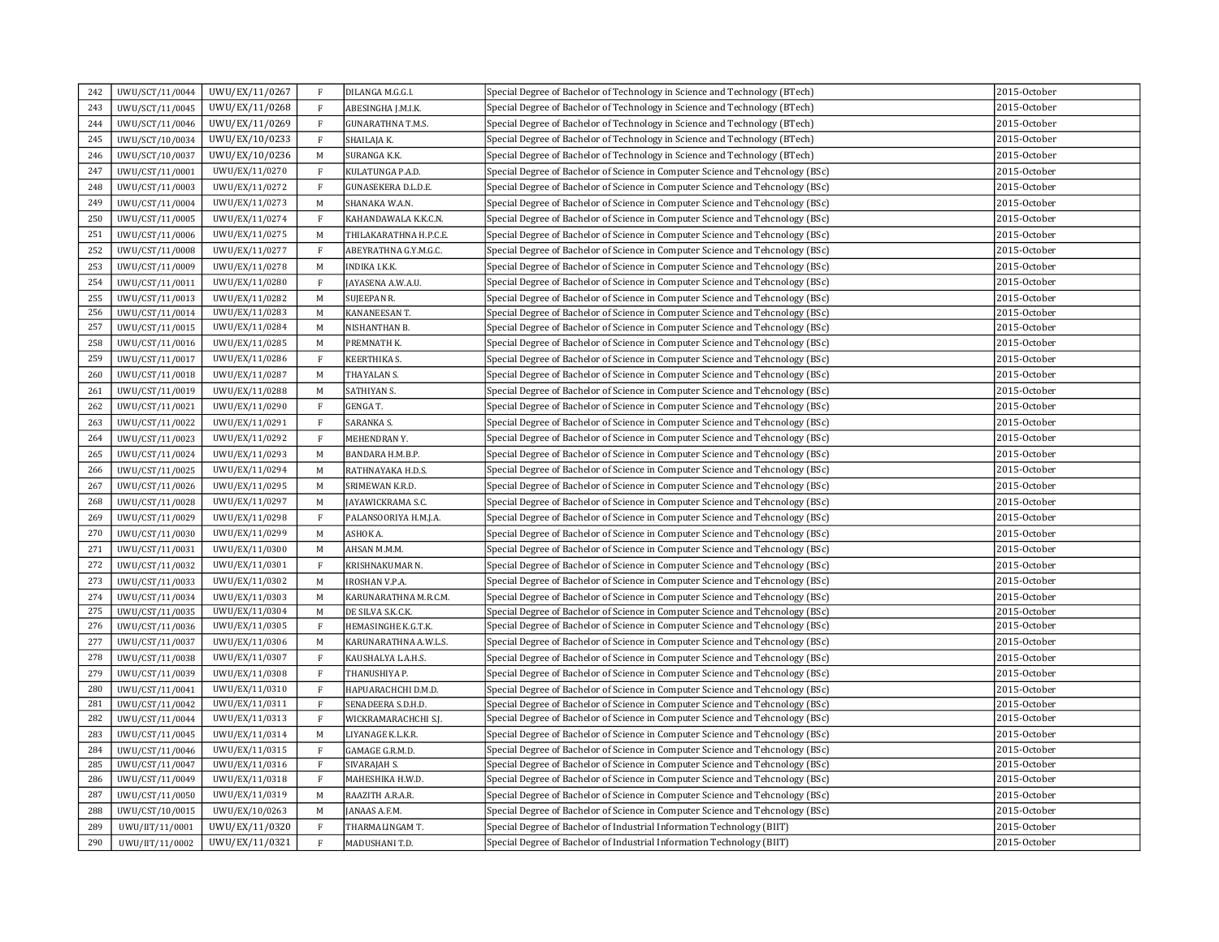| 242 | UWU/SCT/11/0044 | UWU/EX/11/0267 | F | DILANGA M.G.G.I. | Special Degree of Bachelor of Technology in Science and Technology (BTech) | 2015-October |
|---|---|---|---|---|---|---|
| 243 | UWU/SCT/11/0045 | UWU/EX/11/0268 | F | ABESINGHA J.M.I.K. | Special Degree of Bachelor of Technology in Science and Technology (BTech) | 2015-October |
| 244 | UWU/SCT/11/0046 | UWU/EX/11/0269 | F | GUNARATHNA T.M.S. | Special Degree of Bachelor of Technology in Science and Technology (BTech) | 2015-October |
| 245 | UWU/SCT/10/0034 | UWU/EX/10/0233 | F | SHAILAJA K. | Special Degree of Bachelor of Technology in Science and Technology (BTech) | 2015-October |
| 246 | UWU/SCT/10/0037 | UWU/EX/10/0236 | M | SURANGA K.K. | Special Degree of Bachelor of Technology in Science and Technology (BTech) | 2015-October |
| 247 | UWU/CST/11/0001 | UWU/EX/11/0270 | F | KULATUNGA P.A.D. | Special Degree of Bachelor of Science in Computer Science and Tehcnology (BSc) | 2015-October |
| 248 | UWU/CST/11/0003 | UWU/EX/11/0272 | F | GUNASEKERA D.L.D.E. | Special Degree of Bachelor of Science in Computer Science and Tehcnology (BSc) | 2015-October |
| 249 | UWU/CST/11/0004 | UWU/EX/11/0273 | M | SHANAKA W.A.N. | Special Degree of Bachelor of Science in Computer Science and Tehcnology (BSc) | 2015-October |
| 250 | UWU/CST/11/0005 | UWU/EX/11/0274 | F | KAHANDAWALA K.K.C.N. | Special Degree of Bachelor of Science in Computer Science and Tehcnology (BSc) | 2015-October |
| 251 | UWU/CST/11/0006 | UWU/EX/11/0275 | M | THILAKARATHNA H.P.C.E. | Special Degree of Bachelor of Science in Computer Science and Tehcnology (BSc) | 2015-October |
| 252 | UWU/CST/11/0008 | UWU/EX/11/0277 | F | ABEYRATHNA G.Y.M.G.C. | Special Degree of Bachelor of Science in Computer Science and Tehcnology (BSc) | 2015-October |
| 253 | UWU/CST/11/0009 | UWU/EX/11/0278 | M | INDIKA I.K.K. | Special Degree of Bachelor of Science in Computer Science and Tehcnology (BSc) | 2015-October |
| 254 | UWU/CST/11/0011 | UWU/EX/11/0280 | F | JAYASENA A.W.A.U. | Special Degree of Bachelor of Science in Computer Science and Tehcnology (BSc) | 2015-October |
| 255 | UWU/CST/11/0013 | UWU/EX/11/0282 | M | SUJEEPAN R. | Special Degree of Bachelor of Science in Computer Science and Tehcnology (BSc) | 2015-October |
| 256 | UWU/CST/11/0014 | UWU/EX/11/0283 | M | KANANEESAN T. | Special Degree of Bachelor of Science in Computer Science and Tehcnology (BSc) | 2015-October |
| 257 | UWU/CST/11/0015 | UWU/EX/11/0284 | M | NISHANTHAN B. | Special Degree of Bachelor of Science in Computer Science and Tehcnology (BSc) | 2015-October |
| 258 | UWU/CST/11/0016 | UWU/EX/11/0285 | M | PREMNATH K. | Special Degree of Bachelor of Science in Computer Science and Tehcnology (BSc) | 2015-October |
| 259 | UWU/CST/11/0017 | UWU/EX/11/0286 | F | KEERTHIKA S. | Special Degree of Bachelor of Science in Computer Science and Tehcnology (BSc) | 2015-October |
| 260 | UWU/CST/11/0018 | UWU/EX/11/0287 | M | THAYALAN S. | Special Degree of Bachelor of Science in Computer Science and Tehcnology (BSc) | 2015-October |
| 261 | UWU/CST/11/0019 | UWU/EX/11/0288 | M | SATHIYAN S. | Special Degree of Bachelor of Science in Computer Science and Tehcnology (BSc) | 2015-October |
| 262 | UWU/CST/11/0021 | UWU/EX/11/0290 | F | GENGA T. | Special Degree of Bachelor of Science in Computer Science and Tehcnology (BSc) | 2015-October |
| 263 | UWU/CST/11/0022 | UWU/EX/11/0291 | F | SARANKA S. | Special Degree of Bachelor of Science in Computer Science and Tehcnology (BSc) | 2015-October |
| 264 | UWU/CST/11/0023 | UWU/EX/11/0292 | F | MEHENDRAN Y. | Special Degree of Bachelor of Science in Computer Science and Tehcnology (BSc) | 2015-October |
| 265 | UWU/CST/11/0024 | UWU/EX/11/0293 | M | BANDARA H.M.B.P. | Special Degree of Bachelor of Science in Computer Science and Tehcnology (BSc) | 2015-October |
| 266 | UWU/CST/11/0025 | UWU/EX/11/0294 | M | RATHNAYAKA H.D.S. | Special Degree of Bachelor of Science in Computer Science and Tehcnology (BSc) | 2015-October |
| 267 | UWU/CST/11/0026 | UWU/EX/11/0295 | M | SRIMEWAN K.R.D. | Special Degree of Bachelor of Science in Computer Science and Tehcnology (BSc) | 2015-October |
| 268 | UWU/CST/11/0028 | UWU/EX/11/0297 | M | JAYAWICKRAMA S.C. | Special Degree of Bachelor of Science in Computer Science and Tehcnology (BSc) | 2015-October |
| 269 | UWU/CST/11/0029 | UWU/EX/11/0298 | F | PALANSOORIYA H.M.J.A. | Special Degree of Bachelor of Science in Computer Science and Tehcnology (BSc) | 2015-October |
| 270 | UWU/CST/11/0030 | UWU/EX/11/0299 | M | ASHOK A. | Special Degree of Bachelor of Science in Computer Science and Tehcnology (BSc) | 2015-October |
| 271 | UWU/CST/11/0031 | UWU/EX/11/0300 | M | AHSAN M.M.M. | Special Degree of Bachelor of Science in Computer Science and Tehcnology (BSc) | 2015-October |
| 272 | UWU/CST/11/0032 | UWU/EX/11/0301 | F | KRISHNAKUMAR N. | Special Degree of Bachelor of Science in Computer Science and Tehcnology (BSc) | 2015-October |
| 273 | UWU/CST/11/0033 | UWU/EX/11/0302 | M | IROSHAN V.P.A. | Special Degree of Bachelor of Science in Computer Science and Tehcnology (BSc) | 2015-October |
| 274 | UWU/CST/11/0034 | UWU/EX/11/0303 | M | KARUNARATHNA M.R.C.M. | Special Degree of Bachelor of Science in Computer Science and Tehcnology (BSc) | 2015-October |
| 275 | UWU/CST/11/0035 | UWU/EX/11/0304 | M | DE SILVA S.K.C.K. | Special Degree of Bachelor of Science in Computer Science and Tehcnology (BSc) | 2015-October |
| 276 | UWU/CST/11/0036 | UWU/EX/11/0305 | F | HEMASINGHE K.G.T.K. | Special Degree of Bachelor of Science in Computer Science and Tehcnology (BSc) | 2015-October |
| 277 | UWU/CST/11/0037 | UWU/EX/11/0306 | M | KARUNARATHNA A.W.L.S. | Special Degree of Bachelor of Science in Computer Science and Tehcnology (BSc) | 2015-October |
| 278 | UWU/CST/11/0038 | UWU/EX/11/0307 | F | KAUSHALYA L.A.H.S. | Special Degree of Bachelor of Science in Computer Science and Tehcnology (BSc) | 2015-October |
| 279 | UWU/CST/11/0039 | UWU/EX/11/0308 | F | THANUSHIYA P. | Special Degree of Bachelor of Science in Computer Science and Tehcnology (BSc) | 2015-October |
| 280 | UWU/CST/11/0041 | UWU/EX/11/0310 | F | HAPUARACHCHI D.M.D. | Special Degree of Bachelor of Science in Computer Science and Tehcnology (BSc) | 2015-October |
| 281 | UWU/CST/11/0042 | UWU/EX/11/0311 | F | SENADEERA S.D.H.D. | Special Degree of Bachelor of Science in Computer Science and Tehcnology (BSc) | 2015-October |
| 282 | UWU/CST/11/0044 | UWU/EX/11/0313 | F | WICKRAMARACHCHI S.J. | Special Degree of Bachelor of Science in Computer Science and Tehcnology (BSc) | 2015-October |
| 283 | UWU/CST/11/0045 | UWU/EX/11/0314 | M | LIYANAGE K.L.K.R. | Special Degree of Bachelor of Science in Computer Science and Tehcnology (BSc) | 2015-October |
| 284 | UWU/CST/11/0046 | UWU/EX/11/0315 | F | GAMAGE G.R.M.D. | Special Degree of Bachelor of Science in Computer Science and Tehcnology (BSc) | 2015-October |
| 285 | UWU/CST/11/0047 | UWU/EX/11/0316 | F | SIVARAJAH S. | Special Degree of Bachelor of Science in Computer Science and Tehcnology (BSc) | 2015-October |
| 286 | UWU/CST/11/0049 | UWU/EX/11/0318 | F | MAHESHIKA H.W.D. | Special Degree of Bachelor of Science in Computer Science and Tehcnology (BSc) | 2015-October |
| 287 | UWU/CST/11/0050 | UWU/EX/11/0319 | M | RAAZITH A.R.A.R. | Special Degree of Bachelor of Science in Computer Science and Tehcnology (BSc) | 2015-October |
| 288 | UWU/CST/10/0015 | UWU/EX/10/0263 | M | JANAAS A.F.M. | Special Degree of Bachelor of Science in Computer Science and Tehcnology (BSc) | 2015-October |
| 289 | UWU/IIT/11/0001 | UWU/EX/11/0320 | F | THARMALINGAM T. | Special Degree of Bachelor of Industrial Information Technology (BIIT) | 2015-October |
| 290 | UWU/IIT/11/0002 | UWU/EX/11/0321 | F | MADUSHANI T.D. | Special Degree of Bachelor of Industrial Information Technology (BIIT) | 2015-October |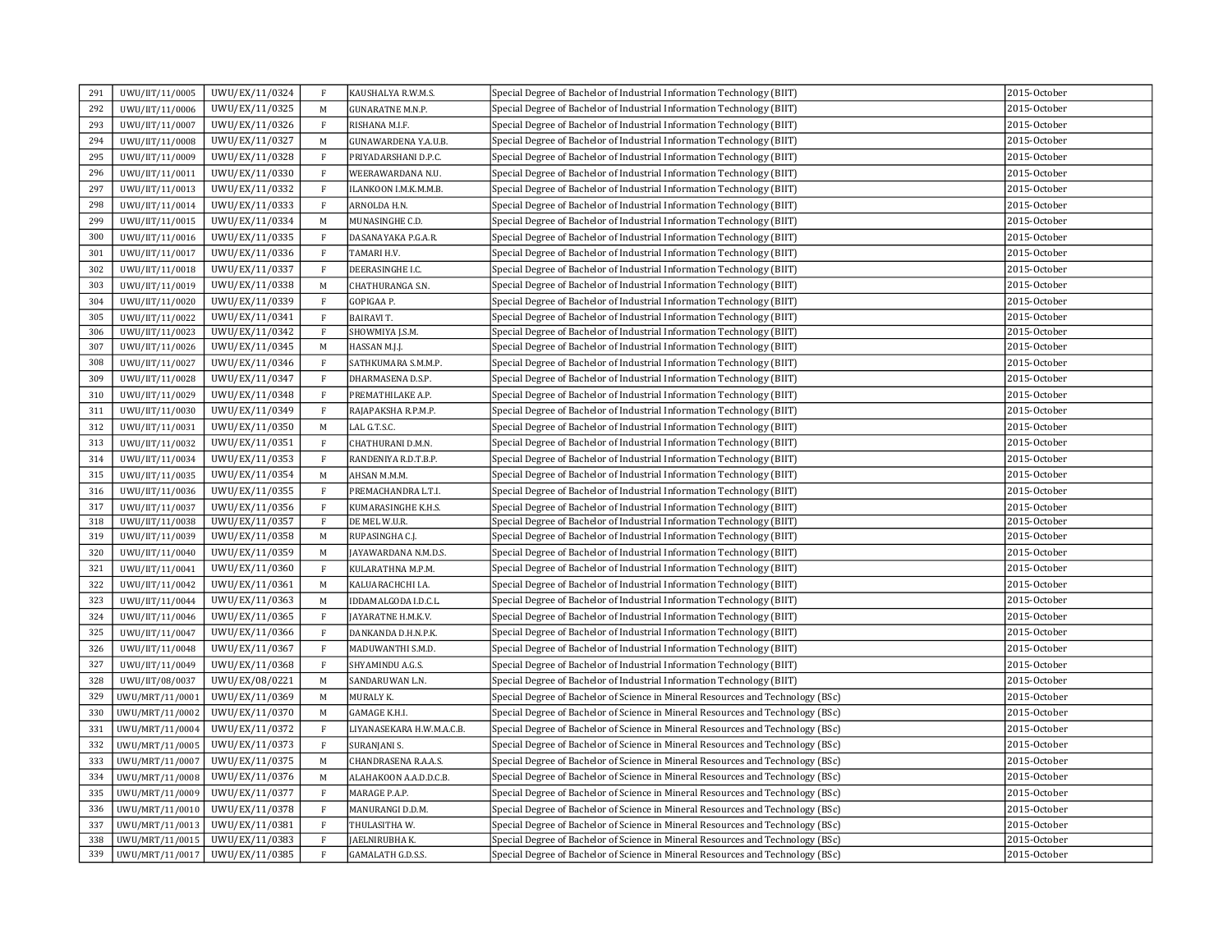| 291 | UWU/IIT/11/0005 | UWU/EX/11/0324 | F | KAUSHALYA R.W.M.S. | Special Degree of Bachelor of Industrial Information Technology (BIIT) | 2015-October |
|---|---|---|---|---|---|---|
| 292 | UWU/IIT/11/0006 | UWU/EX/11/0325 | M | GUNARATNE M.N.P. | Special Degree of Bachelor of Industrial Information Technology (BIIT) | 2015-October |
| 293 | UWU/IIT/11/0007 | UWU/EX/11/0326 | F | RISHANA M.I.F. | Special Degree of Bachelor of Industrial Information Technology (BIIT) | 2015-October |
| 294 | UWU/IIT/11/0008 | UWU/EX/11/0327 | M | GUNAWARDENA Y.A.U.B. | Special Degree of Bachelor of Industrial Information Technology (BIIT) | 2015-October |
| 295 | UWU/IIT/11/0009 | UWU/EX/11/0328 | F | PRIYADARSHANI D.P.C. | Special Degree of Bachelor of Industrial Information Technology (BIIT) | 2015-October |
| 296 | UWU/IIT/11/0011 | UWU/EX/11/0330 | F | WEERAWARDANA N.U. | Special Degree of Bachelor of Industrial Information Technology (BIIT) | 2015-October |
| 297 | UWU/IIT/11/0013 | UWU/EX/11/0332 | F | ILANKOON I.M.K.M.M.B. | Special Degree of Bachelor of Industrial Information Technology (BIIT) | 2015-October |
| 298 | UWU/IIT/11/0014 | UWU/EX/11/0333 | F | ARNOLDA H.N. | Special Degree of Bachelor of Industrial Information Technology (BIIT) | 2015-October |
| 299 | UWU/IIT/11/0015 | UWU/EX/11/0334 | M | MUNASINGHE C.D. | Special Degree of Bachelor of Industrial Information Technology (BIIT) | 2015-October |
| 300 | UWU/IIT/11/0016 | UWU/EX/11/0335 | F | DASANAYAKA P.G.A.R. | Special Degree of Bachelor of Industrial Information Technology (BIIT) | 2015-October |
| 301 | UWU/IIT/11/0017 | UWU/EX/11/0336 | F | TAMARI H.V. | Special Degree of Bachelor of Industrial Information Technology (BIIT) | 2015-October |
| 302 | UWU/IIT/11/0018 | UWU/EX/11/0337 | F | DEERASINGHE I.C. | Special Degree of Bachelor of Industrial Information Technology (BIIT) | 2015-October |
| 303 | UWU/IIT/11/0019 | UWU/EX/11/0338 | M | CHATHURANGA S.N. | Special Degree of Bachelor of Industrial Information Technology (BIIT) | 2015-October |
| 304 | UWU/IIT/11/0020 | UWU/EX/11/0339 | F | GOPIGAA P. | Special Degree of Bachelor of Industrial Information Technology (BIIT) | 2015-October |
| 305 | UWU/IIT/11/0022 | UWU/EX/11/0341 | F | BAIRAVI T. | Special Degree of Bachelor of Industrial Information Technology (BIIT) | 2015-October |
| 306 | UWU/IIT/11/0023 | UWU/EX/11/0342 | F | SHOWMIYA J.S.M. | Special Degree of Bachelor of Industrial Information Technology (BIIT) | 2015-October |
| 307 | UWU/IIT/11/0026 | UWU/EX/11/0345 | M | HASSAN M.J.J. | Special Degree of Bachelor of Industrial Information Technology (BIIT) | 2015-October |
| 308 | UWU/IIT/11/0027 | UWU/EX/11/0346 | F | SATHKUMARA S.M.M.P. | Special Degree of Bachelor of Industrial Information Technology (BIIT) | 2015-October |
| 309 | UWU/IIT/11/0028 | UWU/EX/11/0347 | F | DHARMASENA D.S.P. | Special Degree of Bachelor of Industrial Information Technology (BIIT) | 2015-October |
| 310 | UWU/IIT/11/0029 | UWU/EX/11/0348 | F | PREMATHILAKE A.P. | Special Degree of Bachelor of Industrial Information Technology (BIIT) | 2015-October |
| 311 | UWU/IIT/11/0030 | UWU/EX/11/0349 | F | RAJAPAKSHA R.P.M.P. | Special Degree of Bachelor of Industrial Information Technology (BIIT) | 2015-October |
| 312 | UWU/IIT/11/0031 | UWU/EX/11/0350 | M | LAL G.T.S.C. | Special Degree of Bachelor of Industrial Information Technology (BIIT) | 2015-October |
| 313 | UWU/IIT/11/0032 | UWU/EX/11/0351 | F | CHATHURANI D.M.N. | Special Degree of Bachelor of Industrial Information Technology (BIIT) | 2015-October |
| 314 | UWU/IIT/11/0034 | UWU/EX/11/0353 | F | RANDENIYA R.D.T.B.P. | Special Degree of Bachelor of Industrial Information Technology (BIIT) | 2015-October |
| 315 | UWU/IIT/11/0035 | UWU/EX/11/0354 | M | AHSAN M.M.M. | Special Degree of Bachelor of Industrial Information Technology (BIIT) | 2015-October |
| 316 | UWU/IIT/11/0036 | UWU/EX/11/0355 | F | PREMACHANDRA L.T.I. | Special Degree of Bachelor of Industrial Information Technology (BIIT) | 2015-October |
| 317 | UWU/IIT/11/0037 | UWU/EX/11/0356 | F | KUMARASINGHE K.H.S. | Special Degree of Bachelor of Industrial Information Technology (BIIT) | 2015-October |
| 318 | UWU/IIT/11/0038 | UWU/EX/11/0357 | F | DE MEL W.U.R. | Special Degree of Bachelor of Industrial Information Technology (BIIT) | 2015-October |
| 319 | UWU/IIT/11/0039 | UWU/EX/11/0358 | M | RUPASINGHA C.J. | Special Degree of Bachelor of Industrial Information Technology (BIIT) | 2015-October |
| 320 | UWU/IIT/11/0040 | UWU/EX/11/0359 | M | JAYAWARDANA N.M.D.S. | Special Degree of Bachelor of Industrial Information Technology (BIIT) | 2015-October |
| 321 | UWU/IIT/11/0041 | UWU/EX/11/0360 | F | KULARATHNA M.P.M. | Special Degree of Bachelor of Industrial Information Technology (BIIT) | 2015-October |
| 322 | UWU/IIT/11/0042 | UWU/EX/11/0361 | M | KALUARACHCHI I.A. | Special Degree of Bachelor of Industrial Information Technology (BIIT) | 2015-October |
| 323 | UWU/IIT/11/0044 | UWU/EX/11/0363 | M | IDDAMALGODA I.D.C.L. | Special Degree of Bachelor of Industrial Information Technology (BIIT) | 2015-October |
| 324 | UWU/IIT/11/0046 | UWU/EX/11/0365 | F | JAYARATNE H.M.K.V. | Special Degree of Bachelor of Industrial Information Technology (BIIT) | 2015-October |
| 325 | UWU/IIT/11/0047 | UWU/EX/11/0366 | F | DANKANDA D.H.N.P.K. | Special Degree of Bachelor of Industrial Information Technology (BIIT) | 2015-October |
| 326 | UWU/IIT/11/0048 | UWU/EX/11/0367 | F | MADUWANTHI S.M.D. | Special Degree of Bachelor of Industrial Information Technology (BIIT) | 2015-October |
| 327 | UWU/IIT/11/0049 | UWU/EX/11/0368 | F | SHYAMINDU A.G.S. | Special Degree of Bachelor of Industrial Information Technology (BIIT) | 2015-October |
| 328 | UWU/IIT/08/0037 | UWU/EX/08/0221 | M | SANDARUWAN L.N. | Special Degree of Bachelor of Industrial Information Technology (BIIT) | 2015-October |
| 329 | UWU/MRT/11/0001 | UWU/EX/11/0369 | M | MURALY K. | Special Degree of Bachelor of Science in Mineral Resources and Technology (BSc) | 2015-October |
| 330 | UWU/MRT/11/0002 | UWU/EX/11/0370 | M | GAMAGE K.H.I. | Special Degree of Bachelor of Science in Mineral Resources and Technology (BSc) | 2015-October |
| 331 | UWU/MRT/11/0004 | UWU/EX/11/0372 | F | LIYANASEKARA H.W.M.A.C.B. | Special Degree of Bachelor of Science in Mineral Resources and Technology (BSc) | 2015-October |
| 332 | UWU/MRT/11/0005 | UWU/EX/11/0373 | F | SURANJANI S. | Special Degree of Bachelor of Science in Mineral Resources and Technology (BSc) | 2015-October |
| 333 | UWU/MRT/11/0007 | UWU/EX/11/0375 | M | CHANDRASENA R.A.A.S. | Special Degree of Bachelor of Science in Mineral Resources and Technology (BSc) | 2015-October |
| 334 | UWU/MRT/11/0008 | UWU/EX/11/0376 | M | ALAHAKOON A.A.D.D.C.B. | Special Degree of Bachelor of Science in Mineral Resources and Technology (BSc) | 2015-October |
| 335 | UWU/MRT/11/0009 | UWU/EX/11/0377 | F | MARAGE P.A.P. | Special Degree of Bachelor of Science in Mineral Resources and Technology (BSc) | 2015-October |
| 336 | UWU/MRT/11/0010 | UWU/EX/11/0378 | F | MANURANGI D.D.M. | Special Degree of Bachelor of Science in Mineral Resources and Technology (BSc) | 2015-October |
| 337 | UWU/MRT/11/0013 | UWU/EX/11/0381 | F | THULASITHA W. | Special Degree of Bachelor of Science in Mineral Resources and Technology (BSc) | 2015-October |
| 338 | UWU/MRT/11/0015 | UWU/EX/11/0383 | F | JAELNIRUBHA K. | Special Degree of Bachelor of Science in Mineral Resources and Technology (BSc) | 2015-October |
| 339 | UWU/MRT/11/0017 | UWU/EX/11/0385 | F | GAMALATH G.D.S.S. | Special Degree of Bachelor of Science in Mineral Resources and Technology (BSc) | 2015-October |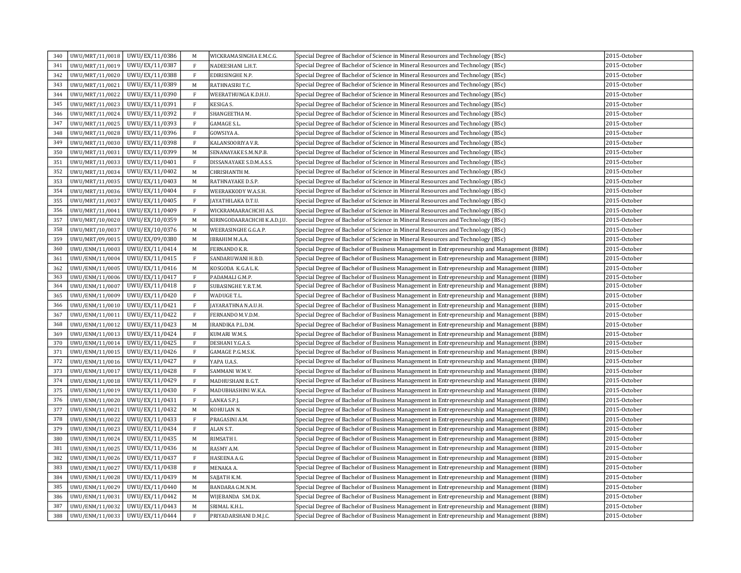| 340 | UWU/MRT/11/0018 | UWU/EX/11/0386 | M | WICKRAMASINGHA E.M.C.G. | Special Degree of Bachelor of Science in Mineral Resources and Technology (BSc) | 2015-October |
|---|---|---|---|---|---|---|
| 341 | UWU/MRT/11/0019 | UWU/EX/11/0387 | F | NADEESHANI L.H.T. | Special Degree of Bachelor of Science in Mineral Resources and Technology (BSc) | 2015-October |
| 342 | UWU/MRT/11/0020 | UWU/EX/11/0388 | F | EDIRISINGHE N.P. | Special Degree of Bachelor of Science in Mineral Resources and Technology (BSc) | 2015-October |
| 343 | UWU/MRT/11/0021 | UWU/EX/11/0389 | M | RATHNASIRI T.C. | Special Degree of Bachelor of Science in Mineral Resources and Technology (BSc) | 2015-October |
| 344 | UWU/MRT/11/0022 | UWU/EX/11/0390 | F | WEERATHUNGA K.D.H.U. | Special Degree of Bachelor of Science in Mineral Resources and Technology (BSc) | 2015-October |
| 345 | UWU/MRT/11/0023 | UWU/EX/11/0391 | F | KESIGA S. | Special Degree of Bachelor of Science in Mineral Resources and Technology (BSc) | 2015-October |
| 346 | UWU/MRT/11/0024 | UWU/EX/11/0392 | F | SHANGEETHA M. | Special Degree of Bachelor of Science in Mineral Resources and Technology (BSc) | 2015-October |
| 347 | UWU/MRT/11/0025 | UWU/EX/11/0393 | F | GAMAGE S.L. | Special Degree of Bachelor of Science in Mineral Resources and Technology (BSc) | 2015-October |
| 348 | UWU/MRT/11/0028 | UWU/EX/11/0396 | F | GOWSIYA A. | Special Degree of Bachelor of Science in Mineral Resources and Technology (BSc) | 2015-October |
| 349 | UWU/MRT/11/0030 | UWU/EX/11/0398 | F | KALANSOORIYA V.R. | Special Degree of Bachelor of Science in Mineral Resources and Technology (BSc) | 2015-October |
| 350 | UWU/MRT/11/0031 | UWU/EX/11/0399 | M | SENANAYAKE S.M.N.P.B. | Special Degree of Bachelor of Science in Mineral Resources and Technology (BSc) | 2015-October |
| 351 | UWU/MRT/11/0033 | UWU/EX/11/0401 | F | DISSANAYAKE S.D.M.A.S.S. | Special Degree of Bachelor of Science in Mineral Resources and Technology (BSc) | 2015-October |
| 352 | UWU/MRT/11/0034 | UWU/EX/11/0402 | M | CHRISHANTH M. | Special Degree of Bachelor of Science in Mineral Resources and Technology (BSc) | 2015-October |
| 353 | UWU/MRT/11/0035 | UWU/EX/11/0403 | M | RATHNAYAKE D.S.P. | Special Degree of Bachelor of Science in Mineral Resources and Technology (BSc) | 2015-October |
| 354 | UWU/MRT/11/0036 | UWU/EX/11/0404 | F | WEERAKKODY W.A.S.H. | Special Degree of Bachelor of Science in Mineral Resources and Technology (BSc) | 2015-October |
| 355 | UWU/MRT/11/0037 | UWU/EX/11/0405 | F | JAYATHILAKA D.T.U. | Special Degree of Bachelor of Science in Mineral Resources and Technology (BSc) | 2015-October |
| 356 | UWU/MRT/11/0041 | UWU/EX/11/0409 | F | WICKRAMAARACHCHI A.S. | Special Degree of Bachelor of Science in Mineral Resources and Technology (BSc) | 2015-October |
| 357 | UWU/MRT/10/0020 | UWU/EX/10/0359 | M | KIRINGODAARACHCHI K.A.D.J.U. | Special Degree of Bachelor of Science in Mineral Resources and Technology (BSc) | 2015-October |
| 358 | UWU/MRT/10/0037 | UWU/EX/10/0376 | M | WEERASINGHE G.G.A.P. | Special Degree of Bachelor of Science in Mineral Resources and Technology (BSc) | 2015-October |
| 359 | UWU/MRT/09/0015 | UWU/EX/09/0380 | M | IBRAHIM M.A.A. | Special Degree of Bachelor of Science in Mineral Resources and Technology (BSc) | 2015-October |
| 360 | UWU/ENM/11/0003 | UWU/EX/11/0414 | M | FERNANDO K.R. | Special Degree of Bachelor of Business Management in Entrepreneurship and Management (BBM) | 2015-October |
| 361 | UWU/ENM/11/0004 | UWU/EX/11/0415 | F | SANDARUWANI H.B.D. | Special Degree of Bachelor of Business Management in Entrepreneurship and Management (BBM) | 2015-October |
| 362 | UWU/ENM/11/0005 | UWU/EX/11/0416 | M | KOSGODA K.G.A.L.K. | Special Degree of Bachelor of Business Management in Entrepreneurship and Management (BBM) | 2015-October |
| 363 | UWU/ENM/11/0006 | UWU/EX/11/0417 | F | PADAMALI G.M.P. | Special Degree of Bachelor of Business Management in Entrepreneurship and Management (BBM) | 2015-October |
| 364 | UWU/ENM/11/0007 | UWU/EX/11/0418 | F | SUBASINGHE Y.R.T.M. | Special Degree of Bachelor of Business Management in Entrepreneurship and Management (BBM) | 2015-October |
| 365 | UWU/ENM/11/0009 | UWU/EX/11/0420 | F | WADUGE T.L. | Special Degree of Bachelor of Business Management in Entrepreneurship and Management (BBM) | 2015-October |
| 366 | UWU/ENM/11/0010 | UWU/EX/11/0421 | F | JAYARATHNA N.A.U.H. | Special Degree of Bachelor of Business Management in Entrepreneurship and Management (BBM) | 2015-October |
| 367 | UWU/ENM/11/0011 | UWU/EX/11/0422 | F | FERNANDO M.V.D.M. | Special Degree of Bachelor of Business Management in Entrepreneurship and Management (BBM) | 2015-October |
| 368 | UWU/ENM/11/0012 | UWU/EX/11/0423 | M | IRANDIKA P.L.D.M. | Special Degree of Bachelor of Business Management in Entrepreneurship and Management (BBM) | 2015-October |
| 369 | UWU/ENM/11/0013 | UWU/EX/11/0424 | F | KUMARI W.M.S. | Special Degree of Bachelor of Business Management in Entrepreneurship and Management (BBM) | 2015-October |
| 370 | UWU/ENM/11/0014 | UWU/EX/11/0425 | F | DESHANI Y.G.A.S. | Special Degree of Bachelor of Business Management in Entrepreneurship and Management (BBM) | 2015-October |
| 371 | UWU/ENM/11/0015 | UWU/EX/11/0426 | F | GAMAGE P.G.M.S.K. | Special Degree of Bachelor of Business Management in Entrepreneurship and Management (BBM) | 2015-October |
| 372 | UWU/ENM/11/0016 | UWU/EX/11/0427 | F | YAPA U.A.S. | Special Degree of Bachelor of Business Management in Entrepreneurship and Management (BBM) | 2015-October |
| 373 | UWU/ENM/11/0017 | UWU/EX/11/0428 | F | SAMMANI W.M.V. | Special Degree of Bachelor of Business Management in Entrepreneurship and Management (BBM) | 2015-October |
| 374 | UWU/ENM/11/0018 | UWU/EX/11/0429 | F | MADHUSHANI B.G.T. | Special Degree of Bachelor of Business Management in Entrepreneurship and Management (BBM) | 2015-October |
| 375 | UWU/ENM/11/0019 | UWU/EX/11/0430 | F | MADUBHASHINI W.K.A. | Special Degree of Bachelor of Business Management in Entrepreneurship and Management (BBM) | 2015-October |
| 376 | UWU/ENM/11/0020 | UWU/EX/11/0431 | F | LANKA S.P.J. | Special Degree of Bachelor of Business Management in Entrepreneurship and Management (BBM) | 2015-October |
| 377 | UWU/ENM/11/0021 | UWU/EX/11/0432 | M | KOHULAN N. | Special Degree of Bachelor of Business Management in Entrepreneurship and Management (BBM) | 2015-October |
| 378 | UWU/ENM/11/0022 | UWU/EX/11/0433 | F | PRAGASINI A.M. | Special Degree of Bachelor of Business Management in Entrepreneurship and Management (BBM) | 2015-October |
| 379 | UWU/ENM/11/0023 | UWU/EX/11/0434 | F | ALAN S.T. | Special Degree of Bachelor of Business Management in Entrepreneurship and Management (BBM) | 2015-October |
| 380 | UWU/ENM/11/0024 | UWU/EX/11/0435 | M | RIMSATH I. | Special Degree of Bachelor of Business Management in Entrepreneurship and Management (BBM) | 2015-October |
| 381 | UWU/ENM/11/0025 | UWU/EX/11/0436 | M | RASMY A.M. | Special Degree of Bachelor of Business Management in Entrepreneurship and Management (BBM) | 2015-October |
| 382 | UWU/ENM/11/0026 | UWU/EX/11/0437 | F | HASEENA A.G. | Special Degree of Bachelor of Business Management in Entrepreneurship and Management (BBM) | 2015-October |
| 383 | UWU/ENM/11/0027 | UWU/EX/11/0438 | F | MENAKA A. | Special Degree of Bachelor of Business Management in Entrepreneurship and Management (BBM) | 2015-October |
| 384 | UWU/ENM/11/0028 | UWU/EX/11/0439 | M | SAJJATH K.M. | Special Degree of Bachelor of Business Management in Entrepreneurship and Management (BBM) | 2015-October |
| 385 | UWU/ENM/11/0029 | UWU/EX/11/0440 | M | BANDARA G.M.N.M. | Special Degree of Bachelor of Business Management in Entrepreneurship and Management (BBM) | 2015-October |
| 386 | UWU/ENM/11/0031 | UWU/EX/11/0442 | M | WIJEBANDA S.M.D.K. | Special Degree of Bachelor of Business Management in Entrepreneurship and Management (BBM) | 2015-October |
| 387 | UWU/ENM/11/0032 | UWU/EX/11/0443 | M | SRIMAL K.H.L. | Special Degree of Bachelor of Business Management in Entrepreneurship and Management (BBM) | 2015-October |
| 388 | UWU/ENM/11/0033 | UWU/EX/11/0444 | F | PRIYADARSHANI D.M.J.C. | Special Degree of Bachelor of Business Management in Entrepreneurship and Management (BBM) | 2015-October |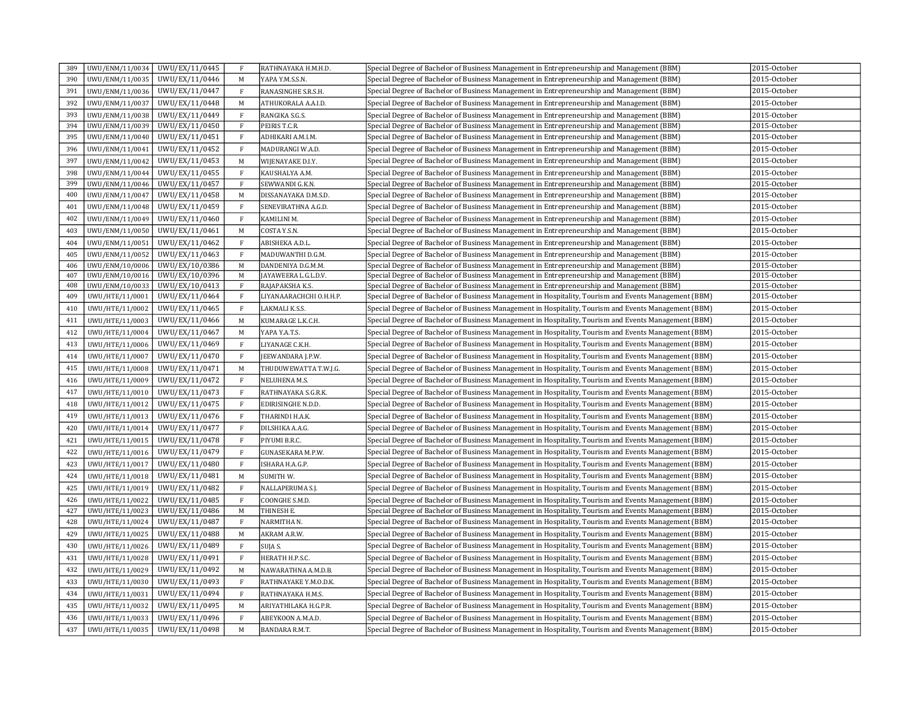| 389 | UWU/ENM/11/0034 | UWU/EX/11/0445 | F | RATHNAYAKA H.M.H.D. | Special Degree of Bachelor of Business Management in Entrepreneurship and Management (BBM) | 2015-October |
|---|---|---|---|---|---|---|
| 390 | UWU/ENM/11/0035 | UWU/EX/11/0446 | M | YAPA Y.M.S.S.N. | Special Degree of Bachelor of Business Management in Entrepreneurship and Management (BBM) | 2015-October |
| 391 | UWU/ENM/11/0036 | UWU/EX/11/0447 | F | RANASINGHE S.R.S.H. | Special Degree of Bachelor of Business Management in Entrepreneurship and Management (BBM) | 2015-October |
| 392 | UWU/ENM/11/0037 | UWU/EX/11/0448 | M | ATHUKORALA A.A.I.D. | Special Degree of Bachelor of Business Management in Entrepreneurship and Management (BBM) | 2015-October |
| 393 | UWU/ENM/11/0038 | UWU/EX/11/0449 | F | RANGIKA S.G.S. | Special Degree of Bachelor of Business Management in Entrepreneurship and Management (BBM) | 2015-October |
| 394 | UWU/ENM/11/0039 | UWU/EX/11/0450 | F | PEIRIS T.C.R. | Special Degree of Bachelor of Business Management in Entrepreneurship and Management (BBM) | 2015-October |
| 395 | UWU/ENM/11/0040 | UWU/EX/11/0451 | F | ADHIKARI A.M.I.M. | Special Degree of Bachelor of Business Management in Entrepreneurship and Management (BBM) | 2015-October |
| 396 | UWU/ENM/11/0041 | UWU/EX/11/0452 | F | MADURANGI W.A.D. | Special Degree of Bachelor of Business Management in Entrepreneurship and Management (BBM) | 2015-October |
| 397 | UWU/ENM/11/0042 | UWU/EX/11/0453 | M | WIJENAYAKE D.I.Y. | Special Degree of Bachelor of Business Management in Entrepreneurship and Management (BBM) | 2015-October |
| 398 | UWU/ENM/11/0044 | UWU/EX/11/0455 | F | KAUSHALYA A.M. | Special Degree of Bachelor of Business Management in Entrepreneurship and Management (BBM) | 2015-October |
| 399 | UWU/ENM/11/0046 | UWU/EX/11/0457 | F | SEWWANDI G.K.N. | Special Degree of Bachelor of Business Management in Entrepreneurship and Management (BBM) | 2015-October |
| 400 | UWU/ENM/11/0047 | UWU/EX/11/0458 | M | DISSANAYAKA D.M.S.D. | Special Degree of Bachelor of Business Management in Entrepreneurship and Management (BBM) | 2015-October |
| 401 | UWU/ENM/11/0048 | UWU/EX/11/0459 | F | SENEVIRATHNA A.G.D. | Special Degree of Bachelor of Business Management in Entrepreneurship and Management (BBM) | 2015-October |
| 402 | UWU/ENM/11/0049 | UWU/EX/11/0460 | F | KAMILINI M. | Special Degree of Bachelor of Business Management in Entrepreneurship and Management (BBM) | 2015-October |
| 403 | UWU/ENM/11/0050 | UWU/EX/11/0461 | M | COSTA Y.S.N. | Special Degree of Bachelor of Business Management in Entrepreneurship and Management (BBM) | 2015-October |
| 404 | UWU/ENM/11/0051 | UWU/EX/11/0462 | F | ABISHEKA A.D.L. | Special Degree of Bachelor of Business Management in Entrepreneurship and Management (BBM) | 2015-October |
| 405 | UWU/ENM/11/0052 | UWU/EX/11/0463 | F | MADUWANTHI D.G.M. | Special Degree of Bachelor of Business Management in Entrepreneurship and Management (BBM) | 2015-October |
| 406 | UWU/ENM/10/0006 | UWU/EX/10/0386 | M | DANDENIYA D.G.M.M. | Special Degree of Bachelor of Business Management in Entrepreneurship and Management (BBM) | 2015-October |
| 407 | UWU/ENM/10/0016 | UWU/EX/10/0396 | M | JAYAWEERA L.G.L.D.V. | Special Degree of Bachelor of Business Management in Entrepreneurship and Management (BBM) | 2015-October |
| 408 | UWU/ENM/10/0033 | UWU/EX/10/0413 | F | RAJAPAKSHA K.S. | Special Degree of Bachelor of Business Management in Entrepreneurship and Management (BBM) | 2015-October |
| 409 | UWU/HTE/11/0001 | UWU/EX/11/0464 | F | LIYANAARACHCHI O.H.H.P. | Special Degree of Bachelor of Business Management in Hospitality, Tourism and Events Management (BBM) | 2015-October |
| 410 | UWU/HTE/11/0002 | UWU/EX/11/0465 | F | LAKMALI K.S.S. | Special Degree of Bachelor of Business Management in Hospitality, Tourism and Events Management (BBM) | 2015-October |
| 411 | UWU/HTE/11/0003 | UWU/EX/11/0466 | M | KUMARAGE L.K.C.H. | Special Degree of Bachelor of Business Management in Hospitality, Tourism and Events Management (BBM) | 2015-October |
| 412 | UWU/HTE/11/0004 | UWU/EX/11/0467 | M | YAPA Y.A.T.S. | Special Degree of Bachelor of Business Management in Hospitality, Tourism and Events Management (BBM) | 2015-October |
| 413 | UWU/HTE/11/0006 | UWU/EX/11/0469 | F | LIYANAGE C.K.H. | Special Degree of Bachelor of Business Management in Hospitality, Tourism and Events Management (BBM) | 2015-October |
| 414 | UWU/HTE/11/0007 | UWU/EX/11/0470 | F | JEEWANDARA J.P.W. | Special Degree of Bachelor of Business Management in Hospitality, Tourism and Events Management (BBM) | 2015-October |
| 415 | UWU/HTE/11/0008 | UWU/EX/11/0471 | M | THUDUWEWATTA T.W.J.G. | Special Degree of Bachelor of Business Management in Hospitality, Tourism and Events Management (BBM) | 2015-October |
| 416 | UWU/HTE/11/0009 | UWU/EX/11/0472 | F | NELUHENA M.S. | Special Degree of Bachelor of Business Management in Hospitality, Tourism and Events Management (BBM) | 2015-October |
| 417 | UWU/HTE/11/0010 | UWU/EX/11/0473 | F | RATHNAYAKA S.G.R.K. | Special Degree of Bachelor of Business Management in Hospitality, Tourism and Events Management (BBM) | 2015-October |
| 418 | UWU/HTE/11/0012 | UWU/EX/11/0475 | F | EDIRISINGHE N.D.D. | Special Degree of Bachelor of Business Management in Hospitality, Tourism and Events Management (BBM) | 2015-October |
| 419 | UWU/HTE/11/0013 | UWU/EX/11/0476 | F | THARINDI H.A.K. | Special Degree of Bachelor of Business Management in Hospitality, Tourism and Events Management (BBM) | 2015-October |
| 420 | UWU/HTE/11/0014 | UWU/EX/11/0477 | F | DILSHIKA A.A.G. | Special Degree of Bachelor of Business Management in Hospitality, Tourism and Events Management (BBM) | 2015-October |
| 421 | UWU/HTE/11/0015 | UWU/EX/11/0478 | F | PIYUMI B.R.C. | Special Degree of Bachelor of Business Management in Hospitality, Tourism and Events Management (BBM) | 2015-October |
| 422 | UWU/HTE/11/0016 | UWU/EX/11/0479 | F | GUNASEKARA M.P.W. | Special Degree of Bachelor of Business Management in Hospitality, Tourism and Events Management (BBM) | 2015-October |
| 423 | UWU/HTE/11/0017 | UWU/EX/11/0480 | F | ISHARA H.A.G.P. | Special Degree of Bachelor of Business Management in Hospitality, Tourism and Events Management (BBM) | 2015-October |
| 424 | UWU/HTE/11/0018 | UWU/EX/11/0481 | M | SUMITH W. | Special Degree of Bachelor of Business Management in Hospitality, Tourism and Events Management (BBM) | 2015-October |
| 425 | UWU/HTE/11/0019 | UWU/EX/11/0482 | F | NALLAPERUMA S.J. | Special Degree of Bachelor of Business Management in Hospitality, Tourism and Events Management (BBM) | 2015-October |
| 426 | UWU/HTE/11/0022 | UWU/EX/11/0485 | F | COONGHE S.M.D. | Special Degree of Bachelor of Business Management in Hospitality, Tourism and Events Management (BBM) | 2015-October |
| 427 | UWU/HTE/11/0023 | UWU/EX/11/0486 | M | THINESH E. | Special Degree of Bachelor of Business Management in Hospitality, Tourism and Events Management (BBM) | 2015-October |
| 428 | UWU/HTE/11/0024 | UWU/EX/11/0487 | F | NARMITHA N. | Special Degree of Bachelor of Business Management in Hospitality, Tourism and Events Management (BBM) | 2015-October |
| 429 | UWU/HTE/11/0025 | UWU/EX/11/0488 | M | AKRAM A.R.W. | Special Degree of Bachelor of Business Management in Hospitality, Tourism and Events Management (BBM) | 2015-October |
| 430 | UWU/HTE/11/0026 | UWU/EX/11/0489 | F | SUJA S. | Special Degree of Bachelor of Business Management in Hospitality, Tourism and Events Management (BBM) | 2015-October |
| 431 | UWU/HTE/11/0028 | UWU/EX/11/0491 | F | HERATH H.P.S.C. | Special Degree of Bachelor of Business Management in Hospitality, Tourism and Events Management (BBM) | 2015-October |
| 432 | UWU/HTE/11/0029 | UWU/EX/11/0492 | M | NAWARATHNA A.M.D.B. | Special Degree of Bachelor of Business Management in Hospitality, Tourism and Events Management (BBM) | 2015-October |
| 433 | UWU/HTE/11/0030 | UWU/EX/11/0493 | F | RATHNAYAKE Y.M.O.D.K. | Special Degree of Bachelor of Business Management in Hospitality, Tourism and Events Management (BBM) | 2015-October |
| 434 | UWU/HTE/11/0031 | UWU/EX/11/0494 | F | RATHNAYAKA H.M.S. | Special Degree of Bachelor of Business Management in Hospitality, Tourism and Events Management (BBM) | 2015-October |
| 435 | UWU/HTE/11/0032 | UWU/EX/11/0495 | M | ARIYATHILAKA H.G.P.R. | Special Degree of Bachelor of Business Management in Hospitality, Tourism and Events Management (BBM) | 2015-October |
| 436 | UWU/HTE/11/0033 | UWU/EX/11/0496 | F | ABEYKOON A.M.A.D. | Special Degree of Bachelor of Business Management in Hospitality, Tourism and Events Management (BBM) | 2015-October |
| 437 | UWU/HTE/11/0035 | UWU/EX/11/0498 | M | BANDARA R.M.T. | Special Degree of Bachelor of Business Management in Hospitality, Tourism and Events Management (BBM) | 2015-October |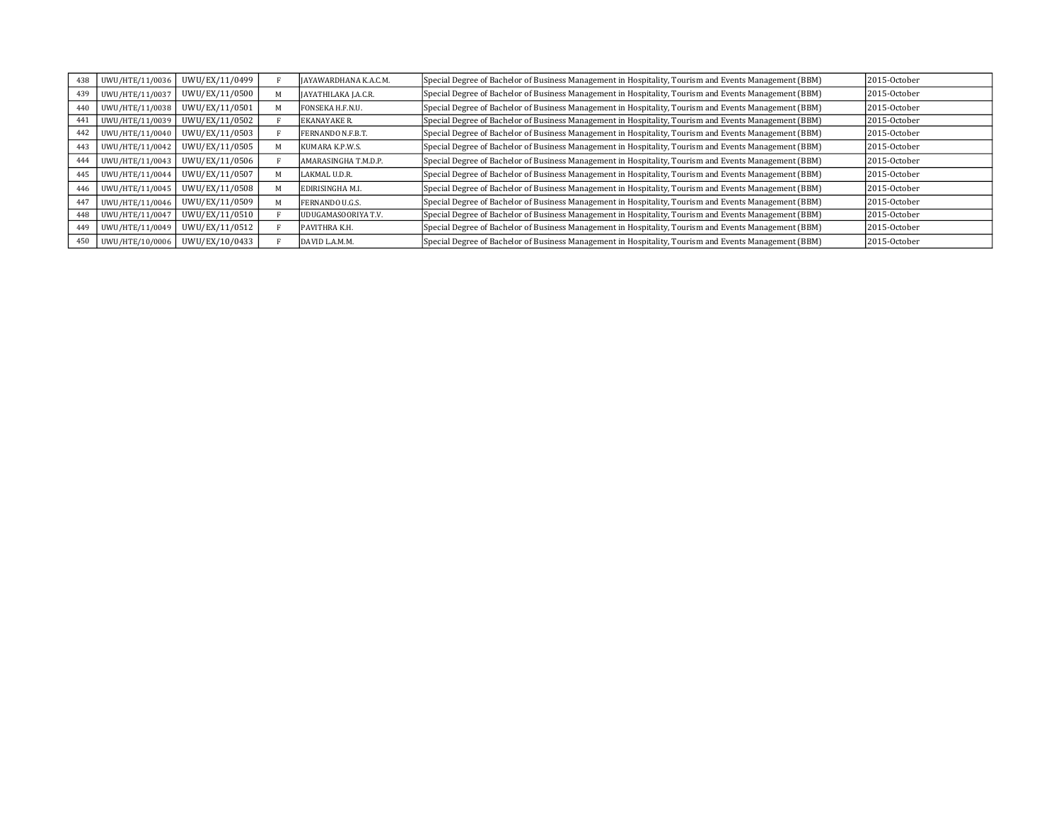| | | | | | | |
|---|---|---|---|---|---|---|
| 438 | UWU/HTE/11/0036 | UWU/EX/11/0499 | F | JAYAWARDHANA K.A.C.M. | Special Degree of Bachelor of Business Management in Hospitality, Tourism and Events Management (BBM) | 2015-October |
| 439 | UWU/HTE/11/0037 | UWU/EX/11/0500 | M | JAYATHILAKA J.A.C.R. | Special Degree of Bachelor of Business Management in Hospitality, Tourism and Events Management (BBM) | 2015-October |
| 440 | UWU/HTE/11/0038 | UWU/EX/11/0501 | M | FONSEKA H.F.N.U. | Special Degree of Bachelor of Business Management in Hospitality, Tourism and Events Management (BBM) | 2015-October |
| 441 | UWU/HTE/11/0039 | UWU/EX/11/0502 | F | EKANAYAKE R. | Special Degree of Bachelor of Business Management in Hospitality, Tourism and Events Management (BBM) | 2015-October |
| 442 | UWU/HTE/11/0040 | UWU/EX/11/0503 | F | FERNANDO N.F.B.T. | Special Degree of Bachelor of Business Management in Hospitality, Tourism and Events Management (BBM) | 2015-October |
| 443 | UWU/HTE/11/0042 | UWU/EX/11/0505 | M | KUMARA K.P.W.S. | Special Degree of Bachelor of Business Management in Hospitality, Tourism and Events Management (BBM) | 2015-October |
| 444 | UWU/HTE/11/0043 | UWU/EX/11/0506 | F | AMARASINGHA T.M.D.P. | Special Degree of Bachelor of Business Management in Hospitality, Tourism and Events Management (BBM) | 2015-October |
| 445 | UWU/HTE/11/0044 | UWU/EX/11/0507 | M | LAKMAL U.D.R. | Special Degree of Bachelor of Business Management in Hospitality, Tourism and Events Management (BBM) | 2015-October |
| 446 | UWU/HTE/11/0045 | UWU/EX/11/0508 | M | EDIRISINGHA M.I. | Special Degree of Bachelor of Business Management in Hospitality, Tourism and Events Management (BBM) | 2015-October |
| 447 | UWU/HTE/11/0046 | UWU/EX/11/0509 | M | FERNANDO U.G.S. | Special Degree of Bachelor of Business Management in Hospitality, Tourism and Events Management (BBM) | 2015-October |
| 448 | UWU/HTE/11/0047 | UWU/EX/11/0510 | F | UDUGAMASOORIYA T.V. | Special Degree of Bachelor of Business Management in Hospitality, Tourism and Events Management (BBM) | 2015-October |
| 449 | UWU/HTE/11/0049 | UWU/EX/11/0512 | F | PAVITHRA K.H. | Special Degree of Bachelor of Business Management in Hospitality, Tourism and Events Management (BBM) | 2015-October |
| 450 | UWU/HTE/10/0006 | UWU/EX/10/0433 | F | DAVID L.A.M.M. | Special Degree of Bachelor of Business Management in Hospitality, Tourism and Events Management (BBM) | 2015-October |